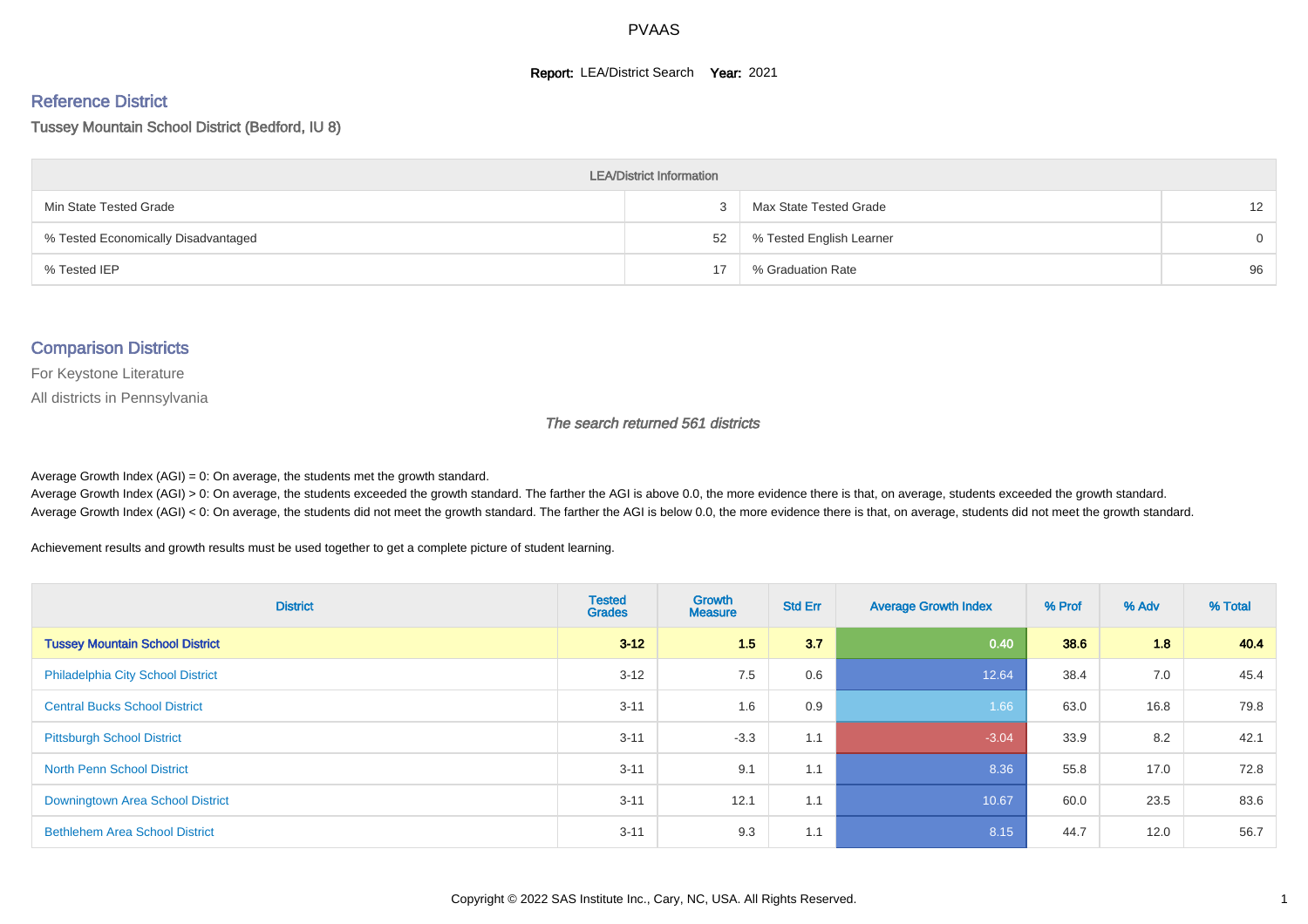# PVAAS

**Report:** LEA/District Search **Year:** 2021

## Reference District

Tussey Mountain School District (Bedford, IU 8)

| LEA/District Information | | | |
|---|---|---|---|
| Min State Tested Grade | 3 | Max State Tested Grade | 12 |
| % Tested Economically Disadvantaged | 52 | % Tested English Learner | 0 |
| % Tested IEP | 17 | % Graduation Rate | 96 |

## Comparison Districts

For Keystone Literature

All districts in Pennsylvania

*The search returned 561 districts*

Average Growth Index (AGI) = 0: On average, the students met the growth standard.

Average Growth Index (AGI) > 0: On average, the students exceeded the growth standard. The farther the AGI is above 0.0, the more evidence there is that, on average, students exceeded the growth standard.

Average Growth Index (AGI) < 0: On average, the students did not meet the growth standard. The farther the AGI is below 0.0, the more evidence there is that, on average, students did not meet the growth standard.

Achievement results and growth results must be used together to get a complete picture of student learning.

| District | Tested Grades | Growth Measure | Std Err | Average Growth Index | % Prof | % Adv | % Total |
|---|---|---|---|---|---|---|---|
| **Tussey Mountain School District** | **3-12** | **1.5** | **3.7** | **0.40** | **38.6** | **1.8** | **40.4** |
| Philadelphia City School District | 3-12 | 7.5 | 0.6 | 12.64 | 38.4 | 7.0 | 45.4 |
| Central Bucks School District | 3-11 | 1.6 | 0.9 | 1.66 | 63.0 | 16.8 | 79.8 |
| Pittsburgh School District | 3-11 | -3.3 | 1.1 | -3.04 | 33.9 | 8.2 | 42.1 |
| North Penn School District | 3-11 | 9.1 | 1.1 | 8.36 | 55.8 | 17.0 | 72.8 |
| Downingtown Area School District | 3-11 | 12.1 | 1.1 | 10.67 | 60.0 | 23.5 | 83.6 |
| Bethlehem Area School District | 3-11 | 9.3 | 1.1 | 8.15 | 44.7 | 12.0 | 56.7 |

Copyright © 2022 SAS Institute Inc., Cary, NC, USA. All Rights Reserved.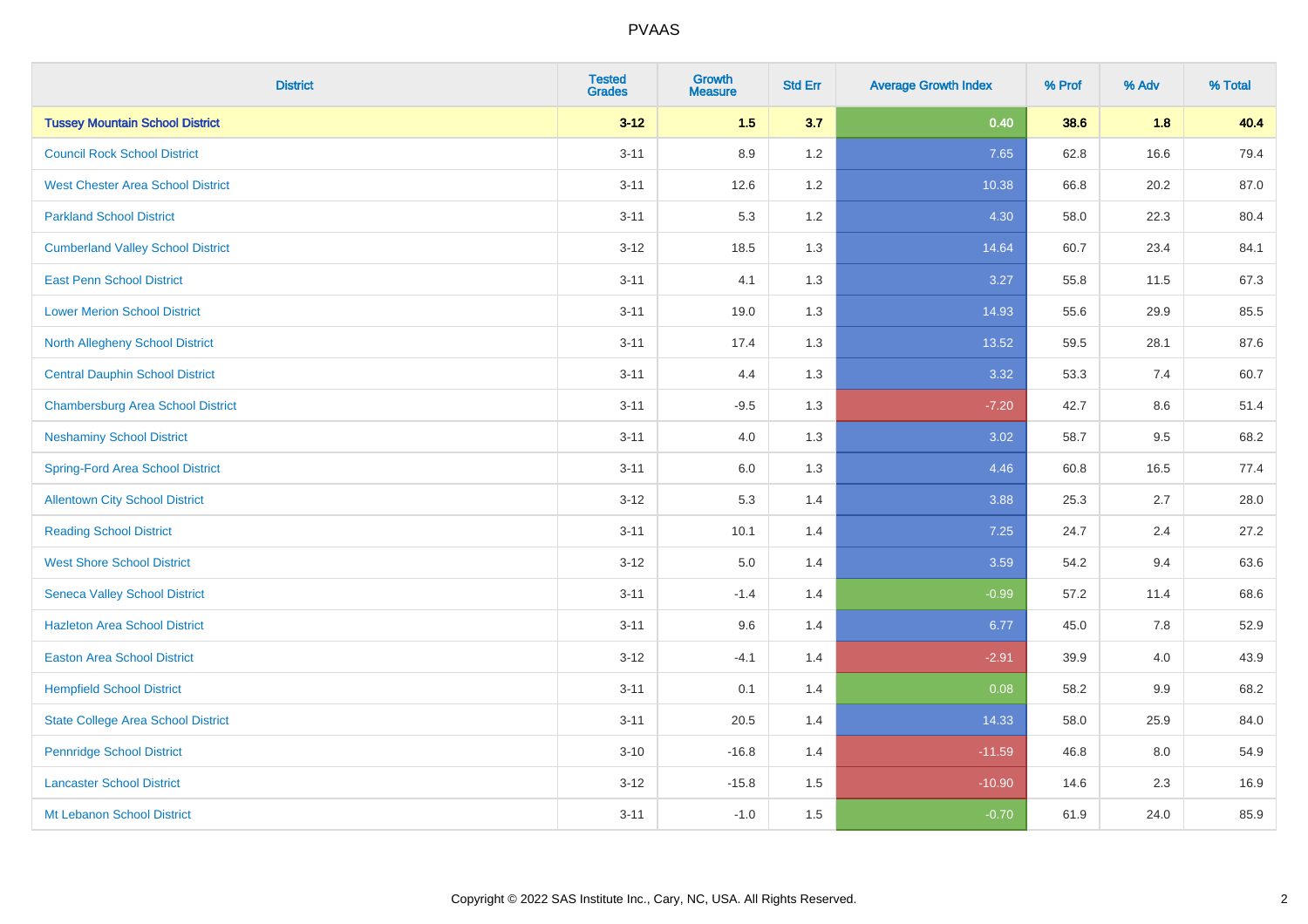# PVAAS

| District | Tested Grades | Growth Measure | Std Err | Average Growth Index | % Prof | % Adv | % Total |
|---|---|---|---|---|---|---|---|
| **Tussey Mountain School District** | **3-12** | **1.5** | **3.7** | **0.40** | **38.6** | **1.8** | **40.4** |
| Council Rock School District | 3-11 | 8.9 | 1.2 | 7.65 | 62.8 | 16.6 | 79.4 |
| West Chester Area School District | 3-11 | 12.6 | 1.2 | 10.38 | 66.8 | 20.2 | 87.0 |
| Parkland School District | 3-11 | 5.3 | 1.2 | 4.30 | 58.0 | 22.3 | 80.4 |
| Cumberland Valley School District | 3-12 | 18.5 | 1.3 | 14.64 | 60.7 | 23.4 | 84.1 |
| East Penn School District | 3-11 | 4.1 | 1.3 | 3.27 | 55.8 | 11.5 | 67.3 |
| Lower Merion School District | 3-11 | 19.0 | 1.3 | 14.93 | 55.6 | 29.9 | 85.5 |
| North Allegheny School District | 3-11 | 17.4 | 1.3 | 13.52 | 59.5 | 28.1 | 87.6 |
| Central Dauphin School District | 3-11 | 4.4 | 1.3 | 3.32 | 53.3 | 7.4 | 60.7 |
| Chambersburg Area School District | 3-11 | -9.5 | 1.3 | -7.20 | 42.7 | 8.6 | 51.4 |
| Neshaminy School District | 3-11 | 4.0 | 1.3 | 3.02 | 58.7 | 9.5 | 68.2 |
| Spring-Ford Area School District | 3-11 | 6.0 | 1.3 | 4.46 | 60.8 | 16.5 | 77.4 |
| Allentown City School District | 3-12 | 5.3 | 1.4 | 3.88 | 25.3 | 2.7 | 28.0 |
| Reading School District | 3-11 | 10.1 | 1.4 | 7.25 | 24.7 | 2.4 | 27.2 |
| West Shore School District | 3-12 | 5.0 | 1.4 | 3.59 | 54.2 | 9.4 | 63.6 |
| Seneca Valley School District | 3-11 | -1.4 | 1.4 | -0.99 | 57.2 | 11.4 | 68.6 |
| Hazleton Area School District | 3-11 | 9.6 | 1.4 | 6.77 | 45.0 | 7.8 | 52.9 |
| Easton Area School District | 3-12 | -4.1 | 1.4 | -2.91 | 39.9 | 4.0 | 43.9 |
| Hempfield School District | 3-11 | 0.1 | 1.4 | 0.08 | 58.2 | 9.9 | 68.2 |
| State College Area School District | 3-11 | 20.5 | 1.4 | 14.33 | 58.0 | 25.9 | 84.0 |
| Pennridge School District | 3-10 | -16.8 | 1.4 | -11.59 | 46.8 | 8.0 | 54.9 |
| Lancaster School District | 3-12 | -15.8 | 1.5 | -10.90 | 14.6 | 2.3 | 16.9 |
| Mt Lebanon School District | 3-11 | -1.0 | 1.5 | -0.70 | 61.9 | 24.0 | 85.9 |

Copyright © 2022 SAS Institute Inc., Cary, NC, USA. All Rights Reserved.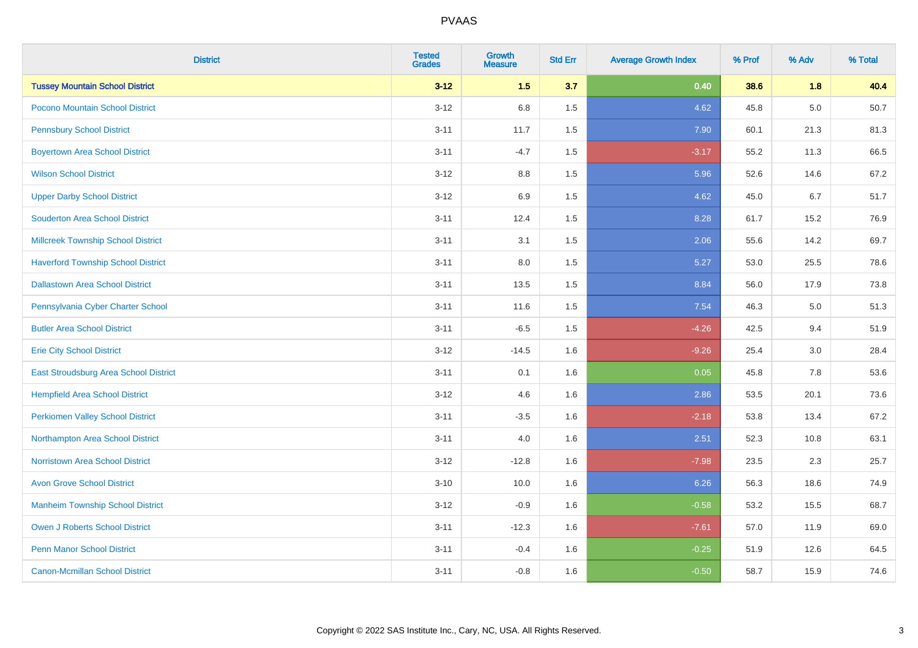| District | Tested Grades | Growth Measure | Std Err | Average Growth Index | % Prof | % Adv | % Total |
|---|---|---|---|---|---|---|---|
| **Tussey Mountain School District** | **3-12** | **1.5** | **3.7** | **0.40** | **38.6** | **1.8** | **40.4** |
| Pocono Mountain School District | 3-12 | 6.8 | 1.5 | 4.62 | 45.8 | 5.0 | 50.7 |
| Pennsbury School District | 3-11 | 11.7 | 1.5 | 7.90 | 60.1 | 21.3 | 81.3 |
| Boyertown Area School District | 3-11 | -4.7 | 1.5 | -3.17 | 55.2 | 11.3 | 66.5 |
| Wilson School District | 3-12 | 8.8 | 1.5 | 5.96 | 52.6 | 14.6 | 67.2 |
| Upper Darby School District | 3-12 | 6.9 | 1.5 | 4.62 | 45.0 | 6.7 | 51.7 |
| Souderton Area School District | 3-11 | 12.4 | 1.5 | 8.28 | 61.7 | 15.2 | 76.9 |
| Millcreek Township School District | 3-11 | 3.1 | 1.5 | 2.06 | 55.6 | 14.2 | 69.7 |
| Haverford Township School District | 3-11 | 8.0 | 1.5 | 5.27 | 53.0 | 25.5 | 78.6 |
| Dallastown Area School District | 3-11 | 13.5 | 1.5 | 8.84 | 56.0 | 17.9 | 73.8 |
| Pennsylvania Cyber Charter School | 3-11 | 11.6 | 1.5 | 7.54 | 46.3 | 5.0 | 51.3 |
| Butler Area School District | 3-11 | -6.5 | 1.5 | -4.26 | 42.5 | 9.4 | 51.9 |
| Erie City School District | 3-12 | -14.5 | 1.6 | -9.26 | 25.4 | 3.0 | 28.4 |
| East Stroudsburg Area School District | 3-11 | 0.1 | 1.6 | 0.05 | 45.8 | 7.8 | 53.6 |
| Hempfield Area School District | 3-12 | 4.6 | 1.6 | 2.86 | 53.5 | 20.1 | 73.6 |
| Perkiomen Valley School District | 3-11 | -3.5 | 1.6 | -2.18 | 53.8 | 13.4 | 67.2 |
| Northampton Area School District | 3-11 | 4.0 | 1.6 | 2.51 | 52.3 | 10.8 | 63.1 |
| Norristown Area School District | 3-12 | -12.8 | 1.6 | -7.98 | 23.5 | 2.3 | 25.7 |
| Avon Grove School District | 3-10 | 10.0 | 1.6 | 6.26 | 56.3 | 18.6 | 74.9 |
| Manheim Township School District | 3-12 | -0.9 | 1.6 | -0.58 | 53.2 | 15.5 | 68.7 |
| Owen J Roberts School District | 3-11 | -12.3 | 1.6 | -7.61 | 57.0 | 11.9 | 69.0 |
| Penn Manor School District | 3-11 | -0.4 | 1.6 | -0.25 | 51.9 | 12.6 | 64.5 |
| Canon-Mcmillan School District | 3-11 | -0.8 | 1.6 | -0.50 | 58.7 | 15.9 | 74.6 |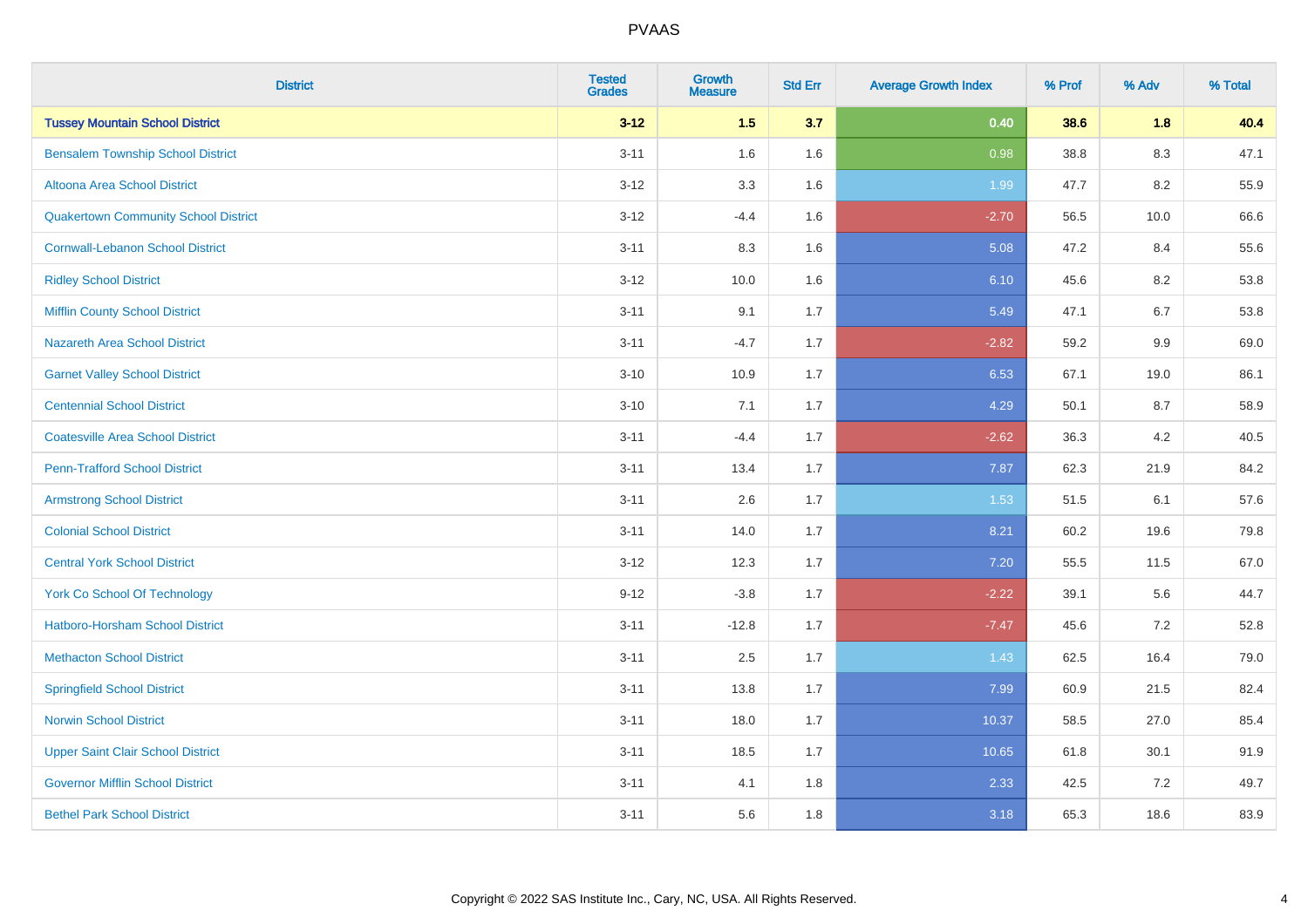| District | Tested Grades | Growth Measure | Std Err | Average Growth Index | % Prof | % Adv | % Total |
|---|---|---|---|---|---|---|---|
| **Tussey Mountain School District** | **3-12** | **1.5** | **3.7** | **0.40** | **38.6** | **1.8** | **40.4** |
| Bensalem Township School District | 3-11 | 1.6 | 1.6 | 0.98 | 38.8 | 8.3 | 47.1 |
| Altoona Area School District | 3-12 | 3.3 | 1.6 | 1.99 | 47.7 | 8.2 | 55.9 |
| Quakertown Community School District | 3-12 | -4.4 | 1.6 | -2.70 | 56.5 | 10.0 | 66.6 |
| Cornwall-Lebanon School District | 3-11 | 8.3 | 1.6 | 5.08 | 47.2 | 8.4 | 55.6 |
| Ridley School District | 3-12 | 10.0 | 1.6 | 6.10 | 45.6 | 8.2 | 53.8 |
| Mifflin County School District | 3-11 | 9.1 | 1.7 | 5.49 | 47.1 | 6.7 | 53.8 |
| Nazareth Area School District | 3-11 | -4.7 | 1.7 | -2.82 | 59.2 | 9.9 | 69.0 |
| Garnet Valley School District | 3-10 | 10.9 | 1.7 | 6.53 | 67.1 | 19.0 | 86.1 |
| Centennial School District | 3-10 | 7.1 | 1.7 | 4.29 | 50.1 | 8.7 | 58.9 |
| Coatesville Area School District | 3-11 | -4.4 | 1.7 | -2.62 | 36.3 | 4.2 | 40.5 |
| Penn-Trafford School District | 3-11 | 13.4 | 1.7 | 7.87 | 62.3 | 21.9 | 84.2 |
| Armstrong School District | 3-11 | 2.6 | 1.7 | 1.53 | 51.5 | 6.1 | 57.6 |
| Colonial School District | 3-11 | 14.0 | 1.7 | 8.21 | 60.2 | 19.6 | 79.8 |
| Central York School District | 3-12 | 12.3 | 1.7 | 7.20 | 55.5 | 11.5 | 67.0 |
| York Co School Of Technology | 9-12 | -3.8 | 1.7 | -2.22 | 39.1 | 5.6 | 44.7 |
| Hatboro-Horsham School District | 3-11 | -12.8 | 1.7 | -7.47 | 45.6 | 7.2 | 52.8 |
| Methacton School District | 3-11 | 2.5 | 1.7 | 1.43 | 62.5 | 16.4 | 79.0 |
| Springfield School District | 3-11 | 13.8 | 1.7 | 7.99 | 60.9 | 21.5 | 82.4 |
| Norwin School District | 3-11 | 18.0 | 1.7 | 10.37 | 58.5 | 27.0 | 85.4 |
| Upper Saint Clair School District | 3-11 | 18.5 | 1.7 | 10.65 | 61.8 | 30.1 | 91.9 |
| Governor Mifflin School District | 3-11 | 4.1 | 1.8 | 2.33 | 42.5 | 7.2 | 49.7 |
| Bethel Park School District | 3-11 | 5.6 | 1.8 | 3.18 | 65.3 | 18.6 | 83.9 |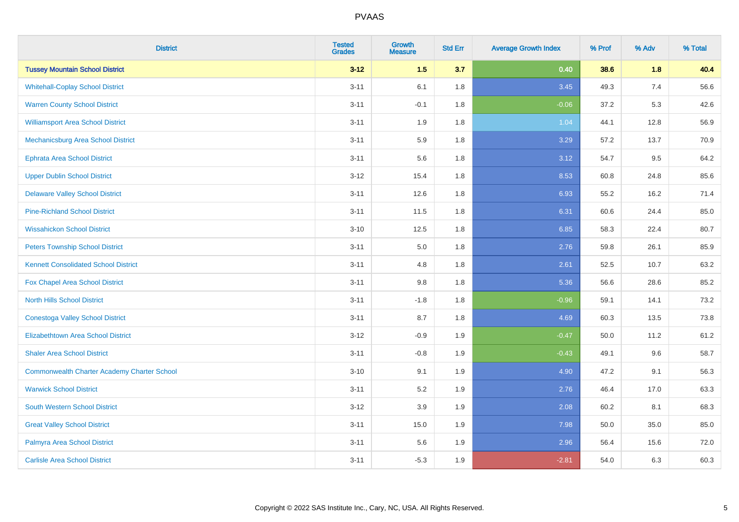| District | Tested Grades | Growth Measure | Std Err | Average Growth Index | % Prof | % Adv | % Total |
|---|---|---|---|---|---|---|---|
| **Tussey Mountain School District** | **3-12** | **1.5** | **3.7** | **0.40** | **38.6** | **1.8** | **40.4** |
| Whitehall-Coplay School District | 3-11 | 6.1 | 1.8 | 3.45 | 49.3 | 7.4 | 56.6 |
| Warren County School District | 3-11 | -0.1 | 1.8 | -0.06 | 37.2 | 5.3 | 42.6 |
| Williamsport Area School District | 3-11 | 1.9 | 1.8 | 1.04 | 44.1 | 12.8 | 56.9 |
| Mechanicsburg Area School District | 3-11 | 5.9 | 1.8 | 3.29 | 57.2 | 13.7 | 70.9 |
| Ephrata Area School District | 3-11 | 5.6 | 1.8 | 3.12 | 54.7 | 9.5 | 64.2 |
| Upper Dublin School District | 3-12 | 15.4 | 1.8 | 8.53 | 60.8 | 24.8 | 85.6 |
| Delaware Valley School District | 3-11 | 12.6 | 1.8 | 6.93 | 55.2 | 16.2 | 71.4 |
| Pine-Richland School District | 3-11 | 11.5 | 1.8 | 6.31 | 60.6 | 24.4 | 85.0 |
| Wissahickon School District | 3-10 | 12.5 | 1.8 | 6.85 | 58.3 | 22.4 | 80.7 |
| Peters Township School District | 3-11 | 5.0 | 1.8 | 2.76 | 59.8 | 26.1 | 85.9 |
| Kennett Consolidated School District | 3-11 | 4.8 | 1.8 | 2.61 | 52.5 | 10.7 | 63.2 |
| Fox Chapel Area School District | 3-11 | 9.8 | 1.8 | 5.36 | 56.6 | 28.6 | 85.2 |
| North Hills School District | 3-11 | -1.8 | 1.8 | -0.96 | 59.1 | 14.1 | 73.2 |
| Conestoga Valley School District | 3-11 | 8.7 | 1.8 | 4.69 | 60.3 | 13.5 | 73.8 |
| Elizabethtown Area School District | 3-12 | -0.9 | 1.9 | -0.47 | 50.0 | 11.2 | 61.2 |
| Shaler Area School District | 3-11 | -0.8 | 1.9 | -0.43 | 49.1 | 9.6 | 58.7 |
| Commonwealth Charter Academy Charter School | 3-10 | 9.1 | 1.9 | 4.90 | 47.2 | 9.1 | 56.3 |
| Warwick School District | 3-11 | 5.2 | 1.9 | 2.76 | 46.4 | 17.0 | 63.3 |
| South Western School District | 3-12 | 3.9 | 1.9 | 2.08 | 60.2 | 8.1 | 68.3 |
| Great Valley School District | 3-11 | 15.0 | 1.9 | 7.98 | 50.0 | 35.0 | 85.0 |
| Palmyra Area School District | 3-11 | 5.6 | 1.9 | 2.96 | 56.4 | 15.6 | 72.0 |
| Carlisle Area School District | 3-11 | -5.3 | 1.9 | -2.81 | 54.0 | 6.3 | 60.3 |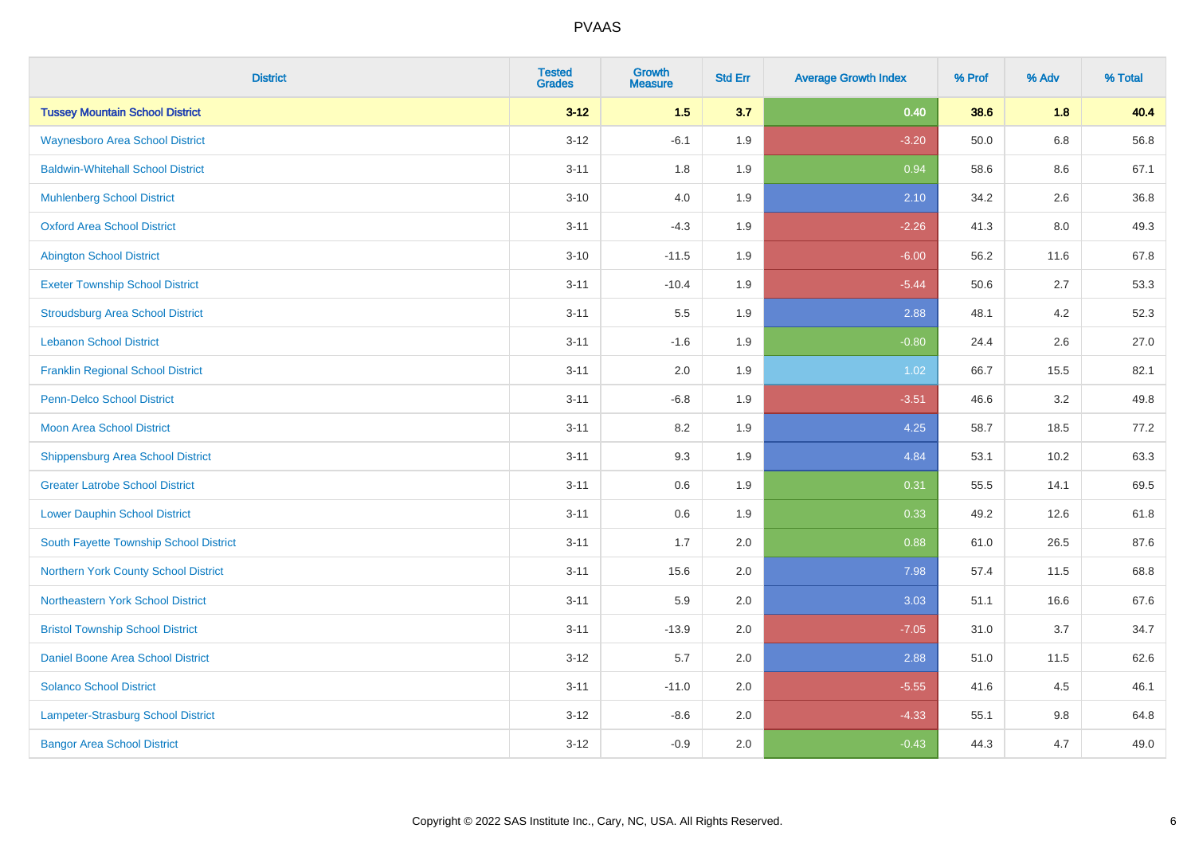# PVAAS

| District | Tested Grades | Growth Measure | Std Err | Average Growth Index | % Prof | % Adv | % Total |
|---|---|---|---|---|---|---|---|
| **Tussey Mountain School District** | **3-12** | **1.5** | **3.7** | **0.40** | **38.6** | **1.8** | **40.4** |
| Waynesboro Area School District | 3-12 | -6.1 | 1.9 | -3.20 | 50.0 | 6.8 | 56.8 |
| Baldwin-Whitehall School District | 3-11 | 1.8 | 1.9 | 0.94 | 58.6 | 8.6 | 67.1 |
| Muhlenberg School District | 3-10 | 4.0 | 1.9 | 2.10 | 34.2 | 2.6 | 36.8 |
| Oxford Area School District | 3-11 | -4.3 | 1.9 | -2.26 | 41.3 | 8.0 | 49.3 |
| Abington School District | 3-10 | -11.5 | 1.9 | -6.00 | 56.2 | 11.6 | 67.8 |
| Exeter Township School District | 3-11 | -10.4 | 1.9 | -5.44 | 50.6 | 2.7 | 53.3 |
| Stroudsburg Area School District | 3-11 | 5.5 | 1.9 | 2.88 | 48.1 | 4.2 | 52.3 |
| Lebanon School District | 3-11 | -1.6 | 1.9 | -0.80 | 24.4 | 2.6 | 27.0 |
| Franklin Regional School District | 3-11 | 2.0 | 1.9 | 1.02 | 66.7 | 15.5 | 82.1 |
| Penn-Delco School District | 3-11 | -6.8 | 1.9 | -3.51 | 46.6 | 3.2 | 49.8 |
| Moon Area School District | 3-11 | 8.2 | 1.9 | 4.25 | 58.7 | 18.5 | 77.2 |
| Shippensburg Area School District | 3-11 | 9.3 | 1.9 | 4.84 | 53.1 | 10.2 | 63.3 |
| Greater Latrobe School District | 3-11 | 0.6 | 1.9 | 0.31 | 55.5 | 14.1 | 69.5 |
| Lower Dauphin School District | 3-11 | 0.6 | 1.9 | 0.33 | 49.2 | 12.6 | 61.8 |
| South Fayette Township School District | 3-11 | 1.7 | 2.0 | 0.88 | 61.0 | 26.5 | 87.6 |
| Northern York County School District | 3-11 | 15.6 | 2.0 | 7.98 | 57.4 | 11.5 | 68.8 |
| Northeastern York School District | 3-11 | 5.9 | 2.0 | 3.03 | 51.1 | 16.6 | 67.6 |
| Bristol Township School District | 3-11 | -13.9 | 2.0 | -7.05 | 31.0 | 3.7 | 34.7 |
| Daniel Boone Area School District | 3-12 | 5.7 | 2.0 | 2.88 | 51.0 | 11.5 | 62.6 |
| Solanco School District | 3-11 | -11.0 | 2.0 | -5.55 | 41.6 | 4.5 | 46.1 |
| Lampeter-Strasburg School District | 3-12 | -8.6 | 2.0 | -4.33 | 55.1 | 9.8 | 64.8 |
| Bangor Area School District | 3-12 | -0.9 | 2.0 | -0.43 | 44.3 | 4.7 | 49.0 |

Copyright © 2022 SAS Institute Inc., Cary, NC, USA. All Rights Reserved.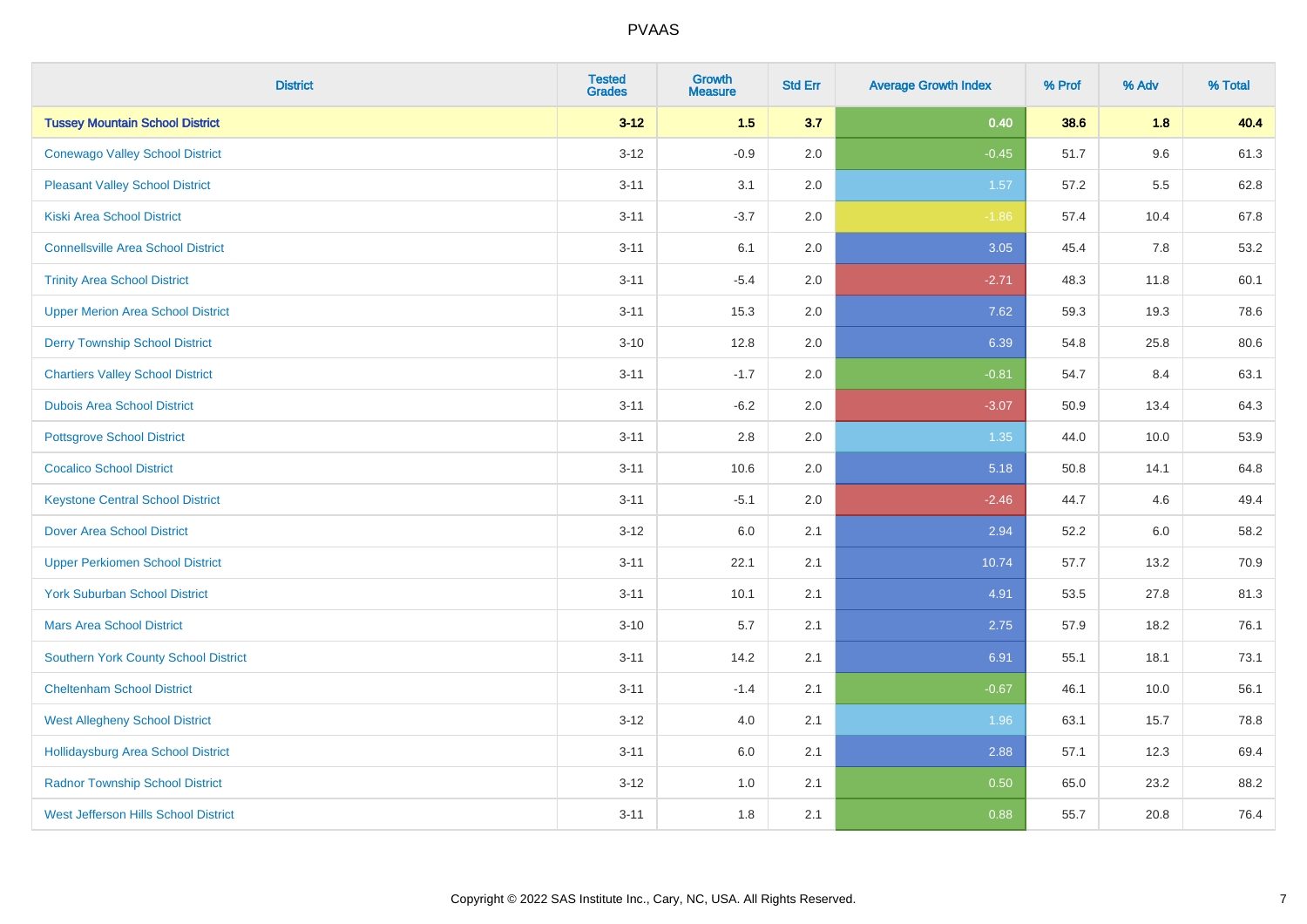| District | Tested Grades | Growth Measure | Std Err | Average Growth Index | % Prof | % Adv | % Total |
|---|---|---|---|---|---|---|---|
| **Tussey Mountain School District** | **3-12** | **1.5** | **3.7** | **0.40** | **38.6** | **1.8** | **40.4** |
| Conewago Valley School District | 3-12 | -0.9 | 2.0 | -0.45 | 51.7 | 9.6 | 61.3 |
| Pleasant Valley School District | 3-11 | 3.1 | 2.0 | 1.57 | 57.2 | 5.5 | 62.8 |
| Kiski Area School District | 3-11 | -3.7 | 2.0 | -1.86 | 57.4 | 10.4 | 67.8 |
| Connellsville Area School District | 3-11 | 6.1 | 2.0 | 3.05 | 45.4 | 7.8 | 53.2 |
| Trinity Area School District | 3-11 | -5.4 | 2.0 | -2.71 | 48.3 | 11.8 | 60.1 |
| Upper Merion Area School District | 3-11 | 15.3 | 2.0 | 7.62 | 59.3 | 19.3 | 78.6 |
| Derry Township School District | 3-10 | 12.8 | 2.0 | 6.39 | 54.8 | 25.8 | 80.6 |
| Chartiers Valley School District | 3-11 | -1.7 | 2.0 | -0.81 | 54.7 | 8.4 | 63.1 |
| Dubois Area School District | 3-11 | -6.2 | 2.0 | -3.07 | 50.9 | 13.4 | 64.3 |
| Pottsgrove School District | 3-11 | 2.8 | 2.0 | 1.35 | 44.0 | 10.0 | 53.9 |
| Cocalico School District | 3-11 | 10.6 | 2.0 | 5.18 | 50.8 | 14.1 | 64.8 |
| Keystone Central School District | 3-11 | -5.1 | 2.0 | -2.46 | 44.7 | 4.6 | 49.4 |
| Dover Area School District | 3-12 | 6.0 | 2.1 | 2.94 | 52.2 | 6.0 | 58.2 |
| Upper Perkiomen School District | 3-11 | 22.1 | 2.1 | 10.74 | 57.7 | 13.2 | 70.9 |
| York Suburban School District | 3-11 | 10.1 | 2.1 | 4.91 | 53.5 | 27.8 | 81.3 |
| Mars Area School District | 3-10 | 5.7 | 2.1 | 2.75 | 57.9 | 18.2 | 76.1 |
| Southern York County School District | 3-11 | 14.2 | 2.1 | 6.91 | 55.1 | 18.1 | 73.1 |
| Cheltenham School District | 3-11 | -1.4 | 2.1 | -0.67 | 46.1 | 10.0 | 56.1 |
| West Allegheny School District | 3-12 | 4.0 | 2.1 | 1.96 | 63.1 | 15.7 | 78.8 |
| Hollidaysburg Area School District | 3-11 | 6.0 | 2.1 | 2.88 | 57.1 | 12.3 | 69.4 |
| Radnor Township School District | 3-12 | 1.0 | 2.1 | 0.50 | 65.0 | 23.2 | 88.2 |
| West Jefferson Hills School District | 3-11 | 1.8 | 2.1 | 0.88 | 55.7 | 20.8 | 76.4 |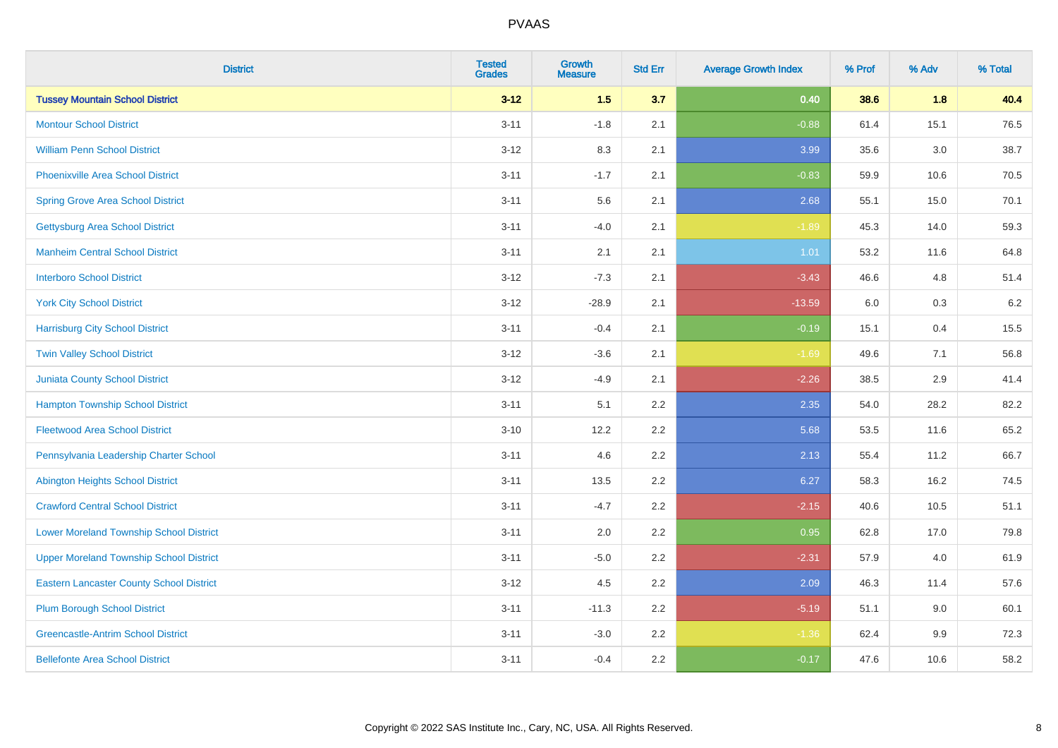| District | Tested Grades | Growth Measure | Std Err | Average Growth Index | % Prof | % Adv | % Total |
|---|---|---|---|---|---|---|---|
| **Tussey Mountain School District** | **3-12** | **1.5** | **3.7** | **0.40** | **38.6** | **1.8** | **40.4** |
| Montour School District | 3-11 | -1.8 | 2.1 | -0.88 | 61.4 | 15.1 | 76.5 |
| William Penn School District | 3-12 | 8.3 | 2.1 | 3.99 | 35.6 | 3.0 | 38.7 |
| Phoenixville Area School District | 3-11 | -1.7 | 2.1 | -0.83 | 59.9 | 10.6 | 70.5 |
| Spring Grove Area School District | 3-11 | 5.6 | 2.1 | 2.68 | 55.1 | 15.0 | 70.1 |
| Gettysburg Area School District | 3-11 | -4.0 | 2.1 | -1.89 | 45.3 | 14.0 | 59.3 |
| Manheim Central School District | 3-11 | 2.1 | 2.1 | 1.01 | 53.2 | 11.6 | 64.8 |
| Interboro School District | 3-12 | -7.3 | 2.1 | -3.43 | 46.6 | 4.8 | 51.4 |
| York City School District | 3-12 | -28.9 | 2.1 | -13.59 | 6.0 | 0.3 | 6.2 |
| Harrisburg City School District | 3-11 | -0.4 | 2.1 | -0.19 | 15.1 | 0.4 | 15.5 |
| Twin Valley School District | 3-12 | -3.6 | 2.1 | -1.69 | 49.6 | 7.1 | 56.8 |
| Juniata County School District | 3-12 | -4.9 | 2.1 | -2.26 | 38.5 | 2.9 | 41.4 |
| Hampton Township School District | 3-11 | 5.1 | 2.2 | 2.35 | 54.0 | 28.2 | 82.2 |
| Fleetwood Area School District | 3-10 | 12.2 | 2.2 | 5.68 | 53.5 | 11.6 | 65.2 |
| Pennsylvania Leadership Charter School | 3-11 | 4.6 | 2.2 | 2.13 | 55.4 | 11.2 | 66.7 |
| Abington Heights School District | 3-11 | 13.5 | 2.2 | 6.27 | 58.3 | 16.2 | 74.5 |
| Crawford Central School District | 3-11 | -4.7 | 2.2 | -2.15 | 40.6 | 10.5 | 51.1 |
| Lower Moreland Township School District | 3-11 | 2.0 | 2.2 | 0.95 | 62.8 | 17.0 | 79.8 |
| Upper Moreland Township School District | 3-11 | -5.0 | 2.2 | -2.31 | 57.9 | 4.0 | 61.9 |
| Eastern Lancaster County School District | 3-12 | 4.5 | 2.2 | 2.09 | 46.3 | 11.4 | 57.6 |
| Plum Borough School District | 3-11 | -11.3 | 2.2 | -5.19 | 51.1 | 9.0 | 60.1 |
| Greencastle-Antrim School District | 3-11 | -3.0 | 2.2 | -1.36 | 62.4 | 9.9 | 72.3 |
| Bellefonte Area School District | 3-11 | -0.4 | 2.2 | -0.17 | 47.6 | 10.6 | 58.2 |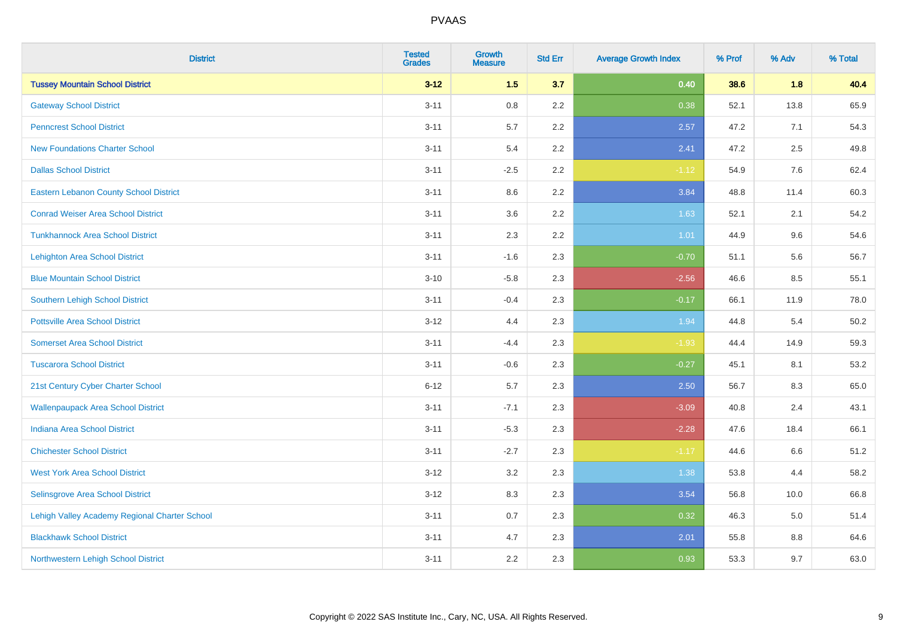| District | Tested Grades | Growth Measure | Std Err | Average Growth Index | % Prof | % Adv | % Total |
|---|---|---|---|---|---|---|---|
| **Tussey Mountain School District** | **3-12** | **1.5** | **3.7** | **0.40** | **38.6** | **1.8** | **40.4** |
| Gateway School District | 3-11 | 0.8 | 2.2 | 0.38 | 52.1 | 13.8 | 65.9 |
| Penncrest School District | 3-11 | 5.7 | 2.2 | 2.57 | 47.2 | 7.1 | 54.3 |
| New Foundations Charter School | 3-11 | 5.4 | 2.2 | 2.41 | 47.2 | 2.5 | 49.8 |
| Dallas School District | 3-11 | -2.5 | 2.2 | -1.12 | 54.9 | 7.6 | 62.4 |
| Eastern Lebanon County School District | 3-11 | 8.6 | 2.2 | 3.84 | 48.8 | 11.4 | 60.3 |
| Conrad Weiser Area School District | 3-11 | 3.6 | 2.2 | 1.63 | 52.1 | 2.1 | 54.2 |
| Tunkhannock Area School District | 3-11 | 2.3 | 2.2 | 1.01 | 44.9 | 9.6 | 54.6 |
| Lehighton Area School District | 3-11 | -1.6 | 2.3 | -0.70 | 51.1 | 5.6 | 56.7 |
| Blue Mountain School District | 3-10 | -5.8 | 2.3 | -2.56 | 46.6 | 8.5 | 55.1 |
| Southern Lehigh School District | 3-11 | -0.4 | 2.3 | -0.17 | 66.1 | 11.9 | 78.0 |
| Pottsville Area School District | 3-12 | 4.4 | 2.3 | 1.94 | 44.8 | 5.4 | 50.2 |
| Somerset Area School District | 3-11 | -4.4 | 2.3 | -1.93 | 44.4 | 14.9 | 59.3 |
| Tuscarora School District | 3-11 | -0.6 | 2.3 | -0.27 | 45.1 | 8.1 | 53.2 |
| 21st Century Cyber Charter School | 6-12 | 5.7 | 2.3 | 2.50 | 56.7 | 8.3 | 65.0 |
| Wallenpaupack Area School District | 3-11 | -7.1 | 2.3 | -3.09 | 40.8 | 2.4 | 43.1 |
| Indiana Area School District | 3-11 | -5.3 | 2.3 | -2.28 | 47.6 | 18.4 | 66.1 |
| Chichester School District | 3-11 | -2.7 | 2.3 | -1.17 | 44.6 | 6.6 | 51.2 |
| West York Area School District | 3-12 | 3.2 | 2.3 | 1.38 | 53.8 | 4.4 | 58.2 |
| Selinsgrove Area School District | 3-12 | 8.3 | 2.3 | 3.54 | 56.8 | 10.0 | 66.8 |
| Lehigh Valley Academy Regional Charter School | 3-11 | 0.7 | 2.3 | 0.32 | 46.3 | 5.0 | 51.4 |
| Blackhawk School District | 3-11 | 4.7 | 2.3 | 2.01 | 55.8 | 8.8 | 64.6 |
| Northwestern Lehigh School District | 3-11 | 2.2 | 2.3 | 0.93 | 53.3 | 9.7 | 63.0 |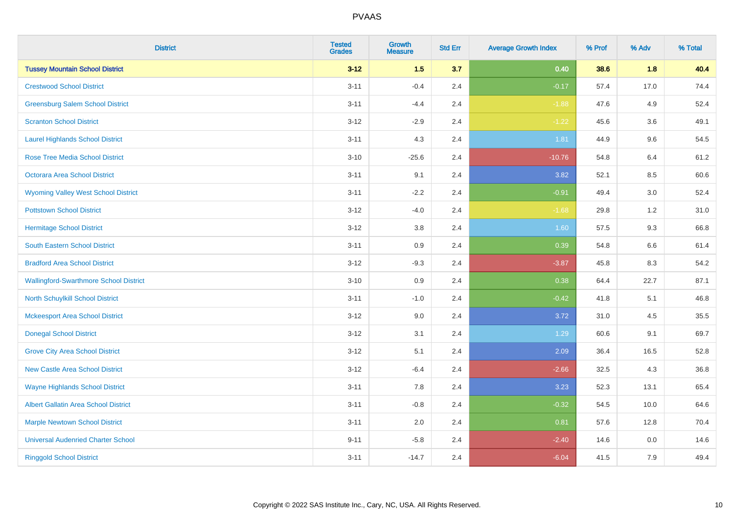# PVAAS

| District | Tested Grades | Growth Measure | Std Err | Average Growth Index | % Prof | % Adv | % Total |
|---|---|---|---|---|---|---|---|
| **Tussey Mountain School District** | **3-12** | **1.5** | **3.7** | **0.40** | **38.6** | **1.8** | **40.4** |
| Crestwood School District | 3-11 | -0.4 | 2.4 | -0.17 | 57.4 | 17.0 | 74.4 |
| Greensburg Salem School District | 3-11 | -4.4 | 2.4 | -1.88 | 47.6 | 4.9 | 52.4 |
| Scranton School District | 3-12 | -2.9 | 2.4 | -1.22 | 45.6 | 3.6 | 49.1 |
| Laurel Highlands School District | 3-11 | 4.3 | 2.4 | 1.81 | 44.9 | 9.6 | 54.5 |
| Rose Tree Media School District | 3-10 | -25.6 | 2.4 | -10.76 | 54.8 | 6.4 | 61.2 |
| Octorara Area School District | 3-11 | 9.1 | 2.4 | 3.82 | 52.1 | 8.5 | 60.6 |
| Wyoming Valley West School District | 3-11 | -2.2 | 2.4 | -0.91 | 49.4 | 3.0 | 52.4 |
| Pottstown School District | 3-12 | -4.0 | 2.4 | -1.68 | 29.8 | 1.2 | 31.0 |
| Hermitage School District | 3-12 | 3.8 | 2.4 | 1.60 | 57.5 | 9.3 | 66.8 |
| South Eastern School District | 3-11 | 0.9 | 2.4 | 0.39 | 54.8 | 6.6 | 61.4 |
| Bradford Area School District | 3-12 | -9.3 | 2.4 | -3.87 | 45.8 | 8.3 | 54.2 |
| Wallingford-Swarthmore School District | 3-10 | 0.9 | 2.4 | 0.38 | 64.4 | 22.7 | 87.1 |
| North Schuylkill School District | 3-11 | -1.0 | 2.4 | -0.42 | 41.8 | 5.1 | 46.8 |
| Mckeesport Area School District | 3-12 | 9.0 | 2.4 | 3.72 | 31.0 | 4.5 | 35.5 |
| Donegal School District | 3-12 | 3.1 | 2.4 | 1.29 | 60.6 | 9.1 | 69.7 |
| Grove City Area School District | 3-12 | 5.1 | 2.4 | 2.09 | 36.4 | 16.5 | 52.8 |
| New Castle Area School District | 3-12 | -6.4 | 2.4 | -2.66 | 32.5 | 4.3 | 36.8 |
| Wayne Highlands School District | 3-11 | 7.8 | 2.4 | 3.23 | 52.3 | 13.1 | 65.4 |
| Albert Gallatin Area School District | 3-11 | -0.8 | 2.4 | -0.32 | 54.5 | 10.0 | 64.6 |
| Marple Newtown School District | 3-11 | 2.0 | 2.4 | 0.81 | 57.6 | 12.8 | 70.4 |
| Universal Audenried Charter School | 9-11 | -5.8 | 2.4 | -2.40 | 14.6 | 0.0 | 14.6 |
| Ringgold School District | 3-11 | -14.7 | 2.4 | -6.04 | 41.5 | 7.9 | 49.4 |

Copyright © 2022 SAS Institute Inc., Cary, NC, USA. All Rights Reserved.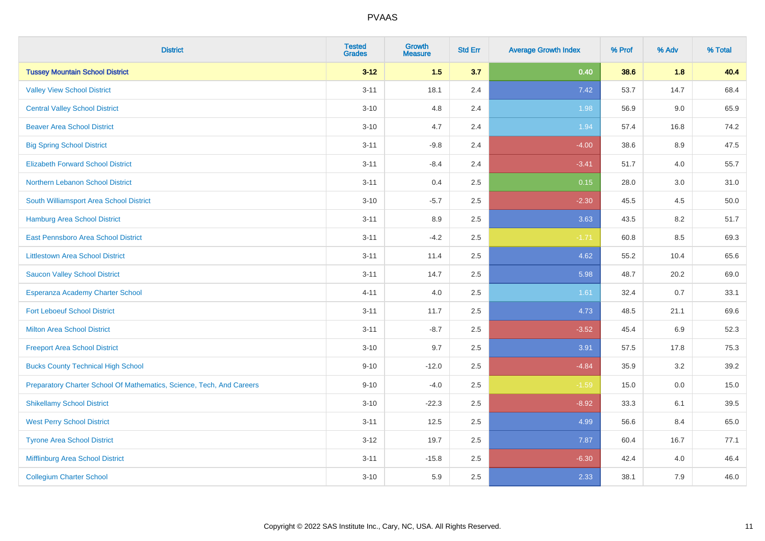# PVAAS

| District | Tested Grades | Growth Measure | Std Err | Average Growth Index | % Prof | % Adv | % Total |
|---|---|---|---|---|---|---|---|
| **Tussey Mountain School District** | **3-12** | **1.5** | **3.7** | **0.40** | **38.6** | **1.8** | **40.4** |
| Valley View School District | 3-11 | 18.1 | 2.4 | 7.42 | 53.7 | 14.7 | 68.4 |
| Central Valley School District | 3-10 | 4.8 | 2.4 | 1.98 | 56.9 | 9.0 | 65.9 |
| Beaver Area School District | 3-10 | 4.7 | 2.4 | 1.94 | 57.4 | 16.8 | 74.2 |
| Big Spring School District | 3-11 | -9.8 | 2.4 | -4.00 | 38.6 | 8.9 | 47.5 |
| Elizabeth Forward School District | 3-11 | -8.4 | 2.4 | -3.41 | 51.7 | 4.0 | 55.7 |
| Northern Lebanon School District | 3-11 | 0.4 | 2.5 | 0.15 | 28.0 | 3.0 | 31.0 |
| South Williamsport Area School District | 3-10 | -5.7 | 2.5 | -2.30 | 45.5 | 4.5 | 50.0 |
| Hamburg Area School District | 3-11 | 8.9 | 2.5 | 3.63 | 43.5 | 8.2 | 51.7 |
| East Pennsboro Area School District | 3-11 | -4.2 | 2.5 | -1.71 | 60.8 | 8.5 | 69.3 |
| Littlestown Area School District | 3-11 | 11.4 | 2.5 | 4.62 | 55.2 | 10.4 | 65.6 |
| Saucon Valley School District | 3-11 | 14.7 | 2.5 | 5.98 | 48.7 | 20.2 | 69.0 |
| Esperanza Academy Charter School | 4-11 | 4.0 | 2.5 | 1.61 | 32.4 | 0.7 | 33.1 |
| Fort Leboeuf School District | 3-11 | 11.7 | 2.5 | 4.73 | 48.5 | 21.1 | 69.6 |
| Milton Area School District | 3-11 | -8.7 | 2.5 | -3.52 | 45.4 | 6.9 | 52.3 |
| Freeport Area School District | 3-10 | 9.7 | 2.5 | 3.91 | 57.5 | 17.8 | 75.3 |
| Bucks County Technical High School | 9-10 | -12.0 | 2.5 | -4.84 | 35.9 | 3.2 | 39.2 |
| Preparatory Charter School Of Mathematics, Science, Tech, And Careers | 9-10 | -4.0 | 2.5 | -1.59 | 15.0 | 0.0 | 15.0 |
| Shikellamy School District | 3-10 | -22.3 | 2.5 | -8.92 | 33.3 | 6.1 | 39.5 |
| West Perry School District | 3-11 | 12.5 | 2.5 | 4.99 | 56.6 | 8.4 | 65.0 |
| Tyrone Area School District | 3-12 | 19.7 | 2.5 | 7.87 | 60.4 | 16.7 | 77.1 |
| Mifflinburg Area School District | 3-11 | -15.8 | 2.5 | -6.30 | 42.4 | 4.0 | 46.4 |
| Collegium Charter School | 3-10 | 5.9 | 2.5 | 2.33 | 38.1 | 7.9 | 46.0 |

Copyright © 2022 SAS Institute Inc., Cary, NC, USA. All Rights Reserved.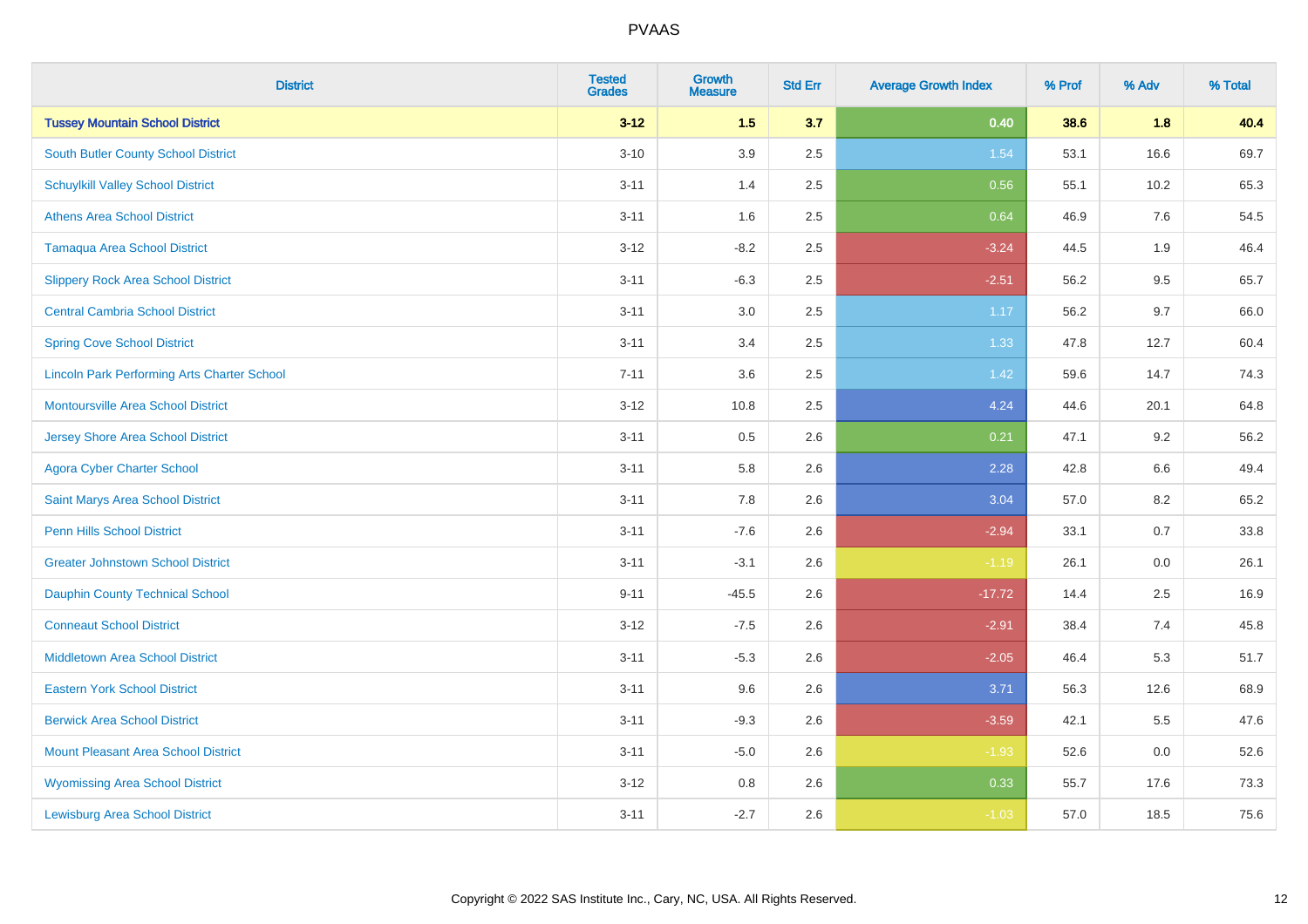PVAAS

| District | Tested Grades | Growth Measure | Std Err | Average Growth Index | % Prof | % Adv | % Total |
|---|---|---|---|---|---|---|---|
| **Tussey Mountain School District** | **3-12** | **1.5** | **3.7** | **0.40** | **38.6** | **1.8** | **40.4** |
| South Butler County School District | 3-10 | 3.9 | 2.5 | 1.54 | 53.1 | 16.6 | 69.7 |
| Schuylkill Valley School District | 3-11 | 1.4 | 2.5 | 0.56 | 55.1 | 10.2 | 65.3 |
| Athens Area School District | 3-11 | 1.6 | 2.5 | 0.64 | 46.9 | 7.6 | 54.5 |
| Tamaqua Area School District | 3-12 | -8.2 | 2.5 | -3.24 | 44.5 | 1.9 | 46.4 |
| Slippery Rock Area School District | 3-11 | -6.3 | 2.5 | -2.51 | 56.2 | 9.5 | 65.7 |
| Central Cambria School District | 3-11 | 3.0 | 2.5 | 1.17 | 56.2 | 9.7 | 66.0 |
| Spring Cove School District | 3-11 | 3.4 | 2.5 | 1.33 | 47.8 | 12.7 | 60.4 |
| Lincoln Park Performing Arts Charter School | 7-11 | 3.6 | 2.5 | 1.42 | 59.6 | 14.7 | 74.3 |
| Montoursville Area School District | 3-12 | 10.8 | 2.5 | 4.24 | 44.6 | 20.1 | 64.8 |
| Jersey Shore Area School District | 3-11 | 0.5 | 2.6 | 0.21 | 47.1 | 9.2 | 56.2 |
| Agora Cyber Charter School | 3-11 | 5.8 | 2.6 | 2.28 | 42.8 | 6.6 | 49.4 |
| Saint Marys Area School District | 3-11 | 7.8 | 2.6 | 3.04 | 57.0 | 8.2 | 65.2 |
| Penn Hills School District | 3-11 | -7.6 | 2.6 | -2.94 | 33.1 | 0.7 | 33.8 |
| Greater Johnstown School District | 3-11 | -3.1 | 2.6 | -1.19 | 26.1 | 0.0 | 26.1 |
| Dauphin County Technical School | 9-11 | -45.5 | 2.6 | -17.72 | 14.4 | 2.5 | 16.9 |
| Conneaut School District | 3-12 | -7.5 | 2.6 | -2.91 | 38.4 | 7.4 | 45.8 |
| Middletown Area School District | 3-11 | -5.3 | 2.6 | -2.05 | 46.4 | 5.3 | 51.7 |
| Eastern York School District | 3-11 | 9.6 | 2.6 | 3.71 | 56.3 | 12.6 | 68.9 |
| Berwick Area School District | 3-11 | -9.3 | 2.6 | -3.59 | 42.1 | 5.5 | 47.6 |
| Mount Pleasant Area School District | 3-11 | -5.0 | 2.6 | -1.93 | 52.6 | 0.0 | 52.6 |
| Wyomissing Area School District | 3-12 | 0.8 | 2.6 | 0.33 | 55.7 | 17.6 | 73.3 |
| Lewisburg Area School District | 3-11 | -2.7 | 2.6 | -1.03 | 57.0 | 18.5 | 75.6 |

Copyright © 2022 SAS Institute Inc., Cary, NC, USA. All Rights Reserved.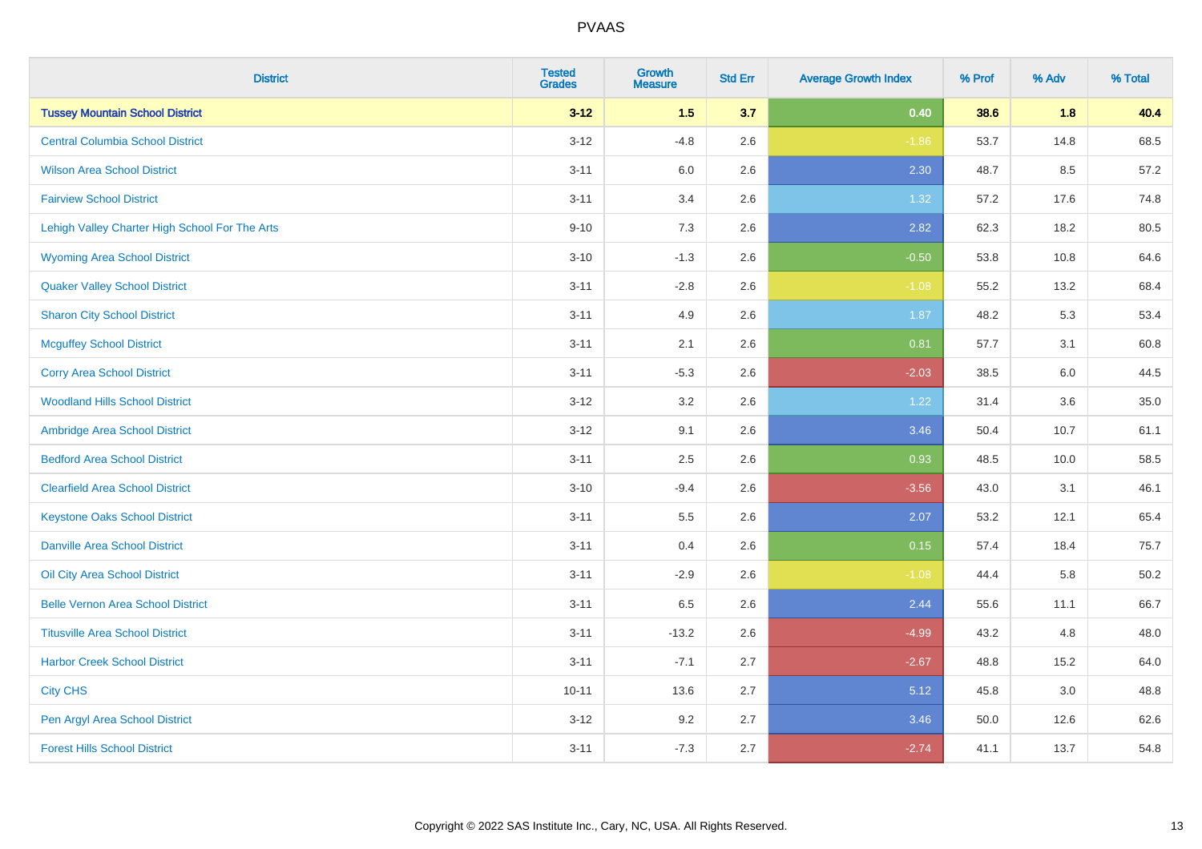# PVAAS

| District | Tested Grades | Growth Measure | Std Err | Average Growth Index | % Prof | % Adv | % Total |
|---|---|---|---|---|---|---|---|
| **Tussey Mountain School District** | **3-12** | **1.5** | **3.7** | **0.40** | **38.6** | **1.8** | **40.4** |
| Central Columbia School District | 3-12 | -4.8 | 2.6 | -1.86 | 53.7 | 14.8 | 68.5 |
| Wilson Area School District | 3-11 | 6.0 | 2.6 | 2.30 | 48.7 | 8.5 | 57.2 |
| Fairview School District | 3-11 | 3.4 | 2.6 | 1.32 | 57.2 | 17.6 | 74.8 |
| Lehigh Valley Charter High School For The Arts | 9-10 | 7.3 | 2.6 | 2.82 | 62.3 | 18.2 | 80.5 |
| Wyoming Area School District | 3-10 | -1.3 | 2.6 | -0.50 | 53.8 | 10.8 | 64.6 |
| Quaker Valley School District | 3-11 | -2.8 | 2.6 | -1.08 | 55.2 | 13.2 | 68.4 |
| Sharon City School District | 3-11 | 4.9 | 2.6 | 1.87 | 48.2 | 5.3 | 53.4 |
| Mcguffey School District | 3-11 | 2.1 | 2.6 | 0.81 | 57.7 | 3.1 | 60.8 |
| Corry Area School District | 3-11 | -5.3 | 2.6 | -2.03 | 38.5 | 6.0 | 44.5 |
| Woodland Hills School District | 3-12 | 3.2 | 2.6 | 1.22 | 31.4 | 3.6 | 35.0 |
| Ambridge Area School District | 3-12 | 9.1 | 2.6 | 3.46 | 50.4 | 10.7 | 61.1 |
| Bedford Area School District | 3-11 | 2.5 | 2.6 | 0.93 | 48.5 | 10.0 | 58.5 |
| Clearfield Area School District | 3-10 | -9.4 | 2.6 | -3.56 | 43.0 | 3.1 | 46.1 |
| Keystone Oaks School District | 3-11 | 5.5 | 2.6 | 2.07 | 53.2 | 12.1 | 65.4 |
| Danville Area School District | 3-11 | 0.4 | 2.6 | 0.15 | 57.4 | 18.4 | 75.7 |
| Oil City Area School District | 3-11 | -2.9 | 2.6 | -1.08 | 44.4 | 5.8 | 50.2 |
| Belle Vernon Area School District | 3-11 | 6.5 | 2.6 | 2.44 | 55.6 | 11.1 | 66.7 |
| Titusville Area School District | 3-11 | -13.2 | 2.6 | -4.99 | 43.2 | 4.8 | 48.0 |
| Harbor Creek School District | 3-11 | -7.1 | 2.7 | -2.67 | 48.8 | 15.2 | 64.0 |
| City CHS | 10-11 | 13.6 | 2.7 | 5.12 | 45.8 | 3.0 | 48.8 |
| Pen Argyl Area School District | 3-12 | 9.2 | 2.7 | 3.46 | 50.0 | 12.6 | 62.6 |
| Forest Hills School District | 3-11 | -7.3 | 2.7 | -2.74 | 41.1 | 13.7 | 54.8 |

Copyright © 2022 SAS Institute Inc., Cary, NC, USA. All Rights Reserved.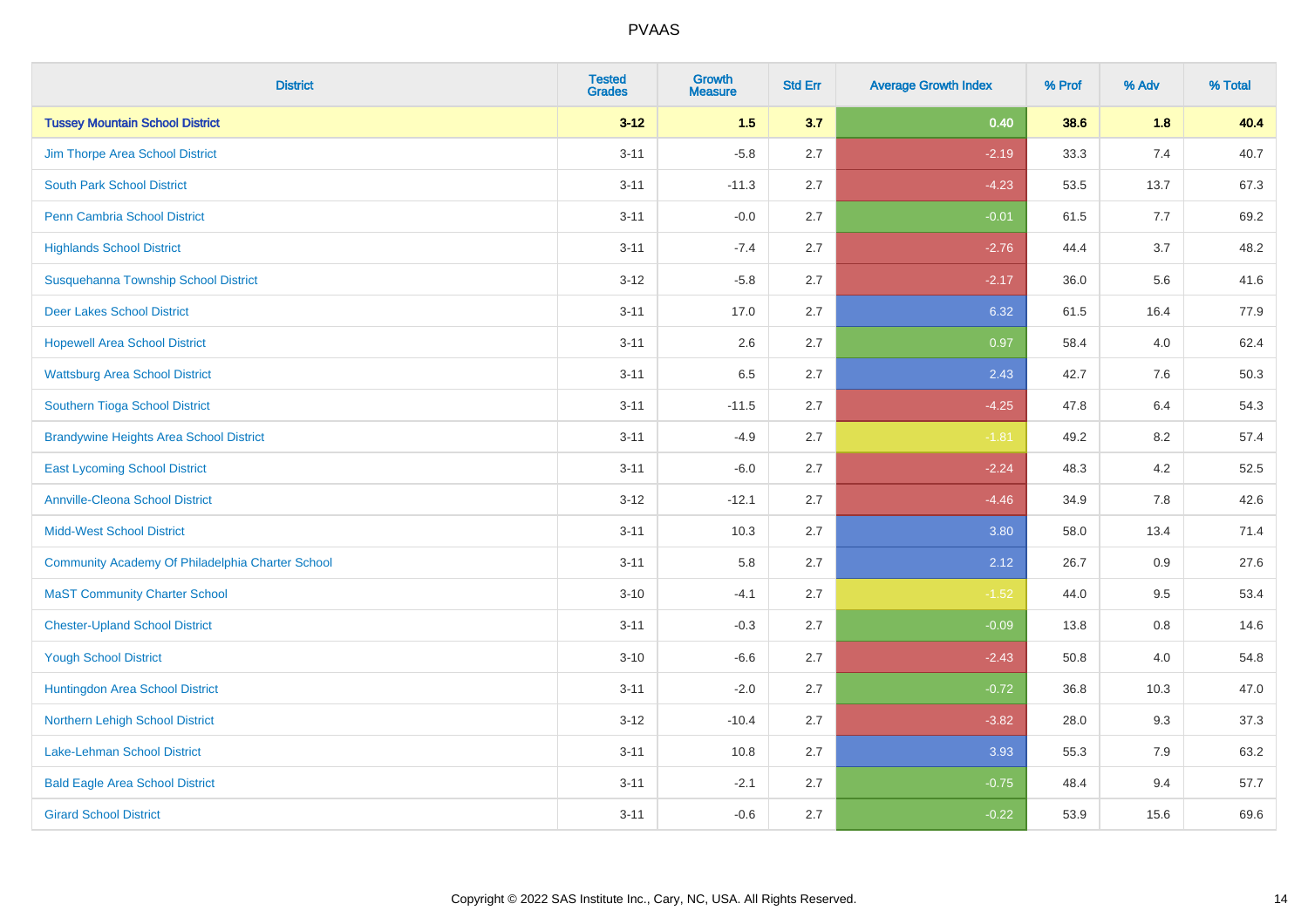| District | Tested Grades | Growth Measure | Std Err | Average Growth Index | % Prof | % Adv | % Total |
|---|---|---|---|---|---|---|---|
| **Tussey Mountain School District** | **3-12** | **1.5** | **3.7** | **0.40** | **38.6** | **1.8** | **40.4** |
| Jim Thorpe Area School District | 3-11 | -5.8 | 2.7 | -2.19 | 33.3 | 7.4 | 40.7 |
| South Park School District | 3-11 | -11.3 | 2.7 | -4.23 | 53.5 | 13.7 | 67.3 |
| Penn Cambria School District | 3-11 | -0.0 | 2.7 | -0.01 | 61.5 | 7.7 | 69.2 |
| Highlands School District | 3-11 | -7.4 | 2.7 | -2.76 | 44.4 | 3.7 | 48.2 |
| Susquehanna Township School District | 3-12 | -5.8 | 2.7 | -2.17 | 36.0 | 5.6 | 41.6 |
| Deer Lakes School District | 3-11 | 17.0 | 2.7 | 6.32 | 61.5 | 16.4 | 77.9 |
| Hopewell Area School District | 3-11 | 2.6 | 2.7 | 0.97 | 58.4 | 4.0 | 62.4 |
| Wattsburg Area School District | 3-11 | 6.5 | 2.7 | 2.43 | 42.7 | 7.6 | 50.3 |
| Southern Tioga School District | 3-11 | -11.5 | 2.7 | -4.25 | 47.8 | 6.4 | 54.3 |
| Brandywine Heights Area School District | 3-11 | -4.9 | 2.7 | -1.81 | 49.2 | 8.2 | 57.4 |
| East Lycoming School District | 3-11 | -6.0 | 2.7 | -2.24 | 48.3 | 4.2 | 52.5 |
| Annville-Cleona School District | 3-12 | -12.1 | 2.7 | -4.46 | 34.9 | 7.8 | 42.6 |
| Midd-West School District | 3-11 | 10.3 | 2.7 | 3.80 | 58.0 | 13.4 | 71.4 |
| Community Academy Of Philadelphia Charter School | 3-11 | 5.8 | 2.7 | 2.12 | 26.7 | 0.9 | 27.6 |
| MaST Community Charter School | 3-10 | -4.1 | 2.7 | -1.52 | 44.0 | 9.5 | 53.4 |
| Chester-Upland School District | 3-11 | -0.3 | 2.7 | -0.09 | 13.8 | 0.8 | 14.6 |
| Yough School District | 3-10 | -6.6 | 2.7 | -2.43 | 50.8 | 4.0 | 54.8 |
| Huntingdon Area School District | 3-11 | -2.0 | 2.7 | -0.72 | 36.8 | 10.3 | 47.0 |
| Northern Lehigh School District | 3-12 | -10.4 | 2.7 | -3.82 | 28.0 | 9.3 | 37.3 |
| Lake-Lehman School District | 3-11 | 10.8 | 2.7 | 3.93 | 55.3 | 7.9 | 63.2 |
| Bald Eagle Area School District | 3-11 | -2.1 | 2.7 | -0.75 | 48.4 | 9.4 | 57.7 |
| Girard School District | 3-11 | -0.6 | 2.7 | -0.22 | 53.9 | 15.6 | 69.6 |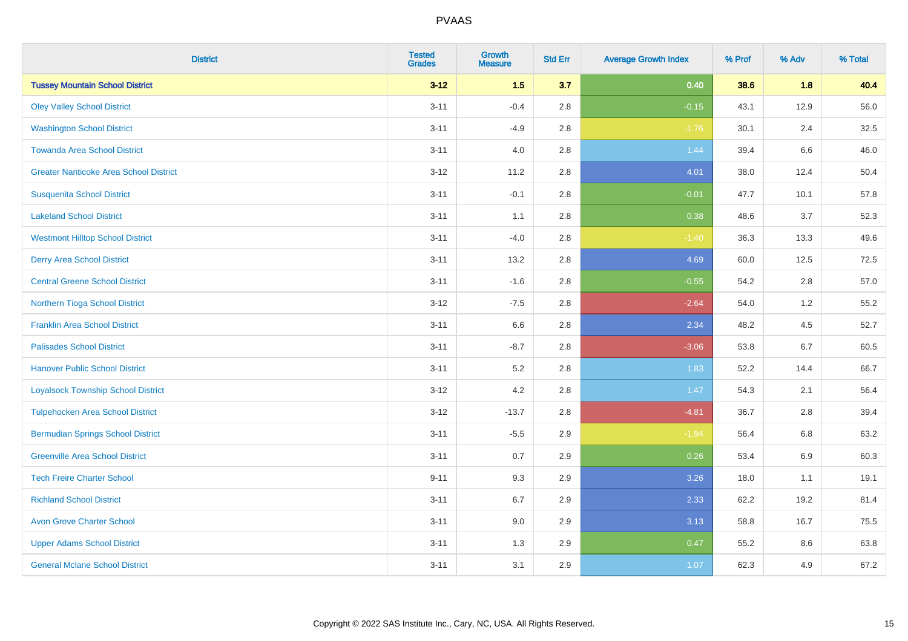| District | Tested Grades | Growth Measure | Std Err | Average Growth Index | % Prof | % Adv | % Total |
|---|---|---|---|---|---|---|---|
| **Tussey Mountain School District** | **3-12** | **1.5** | **3.7** | **0.40** | **38.6** | **1.8** | **40.4** |
| Oley Valley School District | 3-11 | -0.4 | 2.8 | -0.15 | 43.1 | 12.9 | 56.0 |
| Washington School District | 3-11 | -4.9 | 2.8 | -1.76 | 30.1 | 2.4 | 32.5 |
| Towanda Area School District | 3-11 | 4.0 | 2.8 | 1.44 | 39.4 | 6.6 | 46.0 |
| Greater Nanticoke Area School District | 3-12 | 11.2 | 2.8 | 4.01 | 38.0 | 12.4 | 50.4 |
| Susquenita School District | 3-11 | -0.1 | 2.8 | -0.01 | 47.7 | 10.1 | 57.8 |
| Lakeland School District | 3-11 | 1.1 | 2.8 | 0.38 | 48.6 | 3.7 | 52.3 |
| Westmont Hilltop School District | 3-11 | -4.0 | 2.8 | -1.40 | 36.3 | 13.3 | 49.6 |
| Derry Area School District | 3-11 | 13.2 | 2.8 | 4.69 | 60.0 | 12.5 | 72.5 |
| Central Greene School District | 3-11 | -1.6 | 2.8 | -0.55 | 54.2 | 2.8 | 57.0 |
| Northern Tioga School District | 3-12 | -7.5 | 2.8 | -2.64 | 54.0 | 1.2 | 55.2 |
| Franklin Area School District | 3-11 | 6.6 | 2.8 | 2.34 | 48.2 | 4.5 | 52.7 |
| Palisades School District | 3-11 | -8.7 | 2.8 | -3.06 | 53.8 | 6.7 | 60.5 |
| Hanover Public School District | 3-11 | 5.2 | 2.8 | 1.83 | 52.2 | 14.4 | 66.7 |
| Loyalsock Township School District | 3-12 | 4.2 | 2.8 | 1.47 | 54.3 | 2.1 | 56.4 |
| Tulpehocken Area School District | 3-12 | -13.7 | 2.8 | -4.81 | 36.7 | 2.8 | 39.4 |
| Bermudian Springs School District | 3-11 | -5.5 | 2.9 | -1.94 | 56.4 | 6.8 | 63.2 |
| Greenville Area School District | 3-11 | 0.7 | 2.9 | 0.26 | 53.4 | 6.9 | 60.3 |
| Tech Freire Charter School | 9-11 | 9.3 | 2.9 | 3.26 | 18.0 | 1.1 | 19.1 |
| Richland School District | 3-11 | 6.7 | 2.9 | 2.33 | 62.2 | 19.2 | 81.4 |
| Avon Grove Charter School | 3-11 | 9.0 | 2.9 | 3.13 | 58.8 | 16.7 | 75.5 |
| Upper Adams School District | 3-11 | 1.3 | 2.9 | 0.47 | 55.2 | 8.6 | 63.8 |
| General Mclane School District | 3-11 | 3.1 | 2.9 | 1.07 | 62.3 | 4.9 | 67.2 |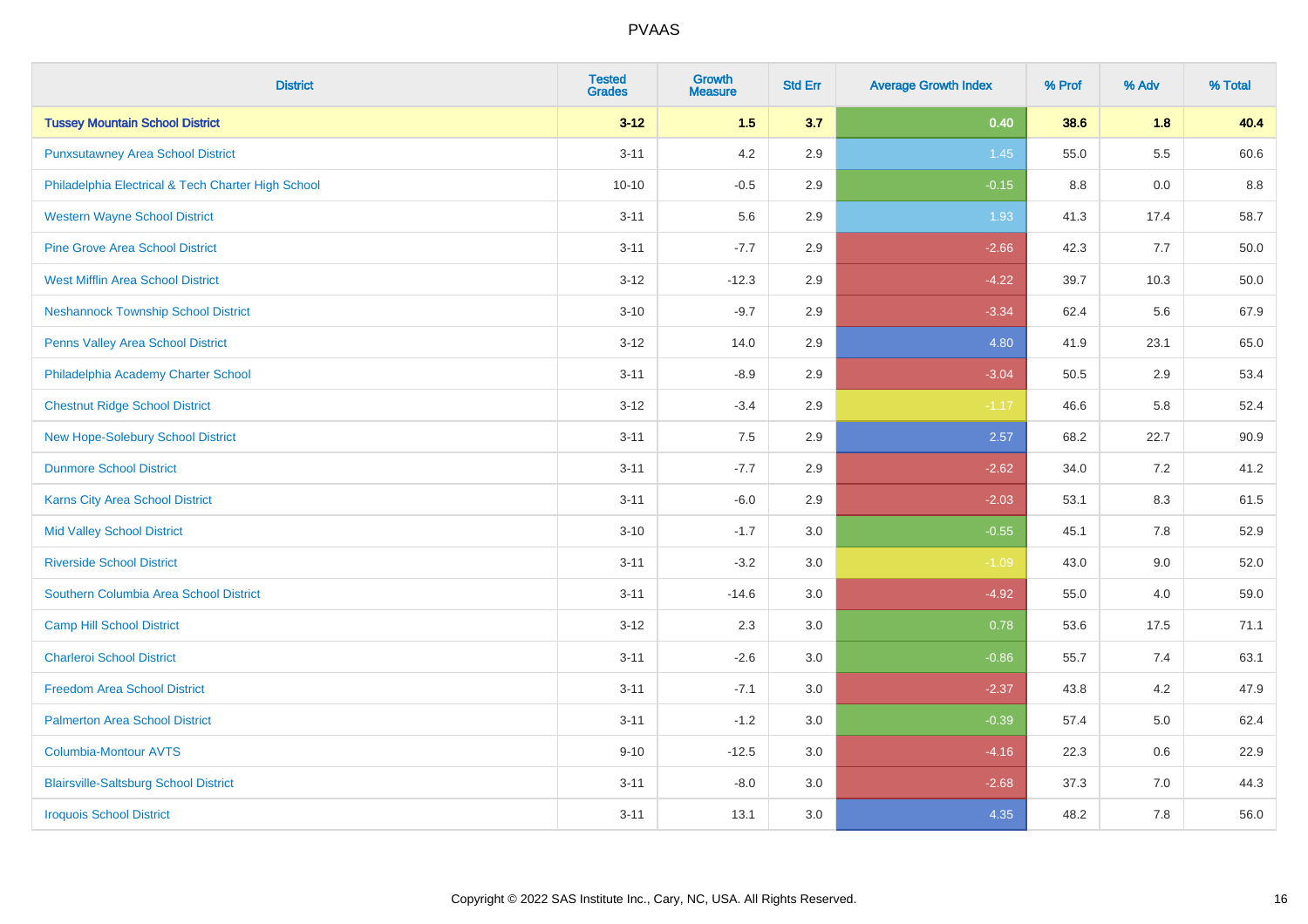# PVAAS

| District | Tested Grades | Growth Measure | Std Err | Average Growth Index | % Prof | % Adv | % Total |
|---|---|---|---|---|---|---|---|
| **Tussey Mountain School District** | **3-12** | **1.5** | **3.7** | **0.40** | **38.6** | **1.8** | **40.4** |
| Punxsutawney Area School District | 3-11 | 4.2 | 2.9 | 1.45 | 55.0 | 5.5 | 60.6 |
| Philadelphia Electrical & Tech Charter High School | 10-10 | -0.5 | 2.9 | -0.15 | 8.8 | 0.0 | 8.8 |
| Western Wayne School District | 3-11 | 5.6 | 2.9 | 1.93 | 41.3 | 17.4 | 58.7 |
| Pine Grove Area School District | 3-11 | -7.7 | 2.9 | -2.66 | 42.3 | 7.7 | 50.0 |
| West Mifflin Area School District | 3-12 | -12.3 | 2.9 | -4.22 | 39.7 | 10.3 | 50.0 |
| Neshannock Township School District | 3-10 | -9.7 | 2.9 | -3.34 | 62.4 | 5.6 | 67.9 |
| Penns Valley Area School District | 3-12 | 14.0 | 2.9 | 4.80 | 41.9 | 23.1 | 65.0 |
| Philadelphia Academy Charter School | 3-11 | -8.9 | 2.9 | -3.04 | 50.5 | 2.9 | 53.4 |
| Chestnut Ridge School District | 3-12 | -3.4 | 2.9 | -1.17 | 46.6 | 5.8 | 52.4 |
| New Hope-Solebury School District | 3-11 | 7.5 | 2.9 | 2.57 | 68.2 | 22.7 | 90.9 |
| Dunmore School District | 3-11 | -7.7 | 2.9 | -2.62 | 34.0 | 7.2 | 41.2 |
| Karns City Area School District | 3-11 | -6.0 | 2.9 | -2.03 | 53.1 | 8.3 | 61.5 |
| Mid Valley School District | 3-10 | -1.7 | 3.0 | -0.55 | 45.1 | 7.8 | 52.9 |
| Riverside School District | 3-11 | -3.2 | 3.0 | -1.09 | 43.0 | 9.0 | 52.0 |
| Southern Columbia Area School District | 3-11 | -14.6 | 3.0 | -4.92 | 55.0 | 4.0 | 59.0 |
| Camp Hill School District | 3-12 | 2.3 | 3.0 | 0.78 | 53.6 | 17.5 | 71.1 |
| Charleroi School District | 3-11 | -2.6 | 3.0 | -0.86 | 55.7 | 7.4 | 63.1 |
| Freedom Area School District | 3-11 | -7.1 | 3.0 | -2.37 | 43.8 | 4.2 | 47.9 |
| Palmerton Area School District | 3-11 | -1.2 | 3.0 | -0.39 | 57.4 | 5.0 | 62.4 |
| Columbia-Montour AVTS | 9-10 | -12.5 | 3.0 | -4.16 | 22.3 | 0.6 | 22.9 |
| Blairsville-Saltsburg School District | 3-11 | -8.0 | 3.0 | -2.68 | 37.3 | 7.0 | 44.3 |
| Iroquois School District | 3-11 | 13.1 | 3.0 | 4.35 | 48.2 | 7.8 | 56.0 |

Copyright © 2022 SAS Institute Inc., Cary, NC, USA. All Rights Reserved.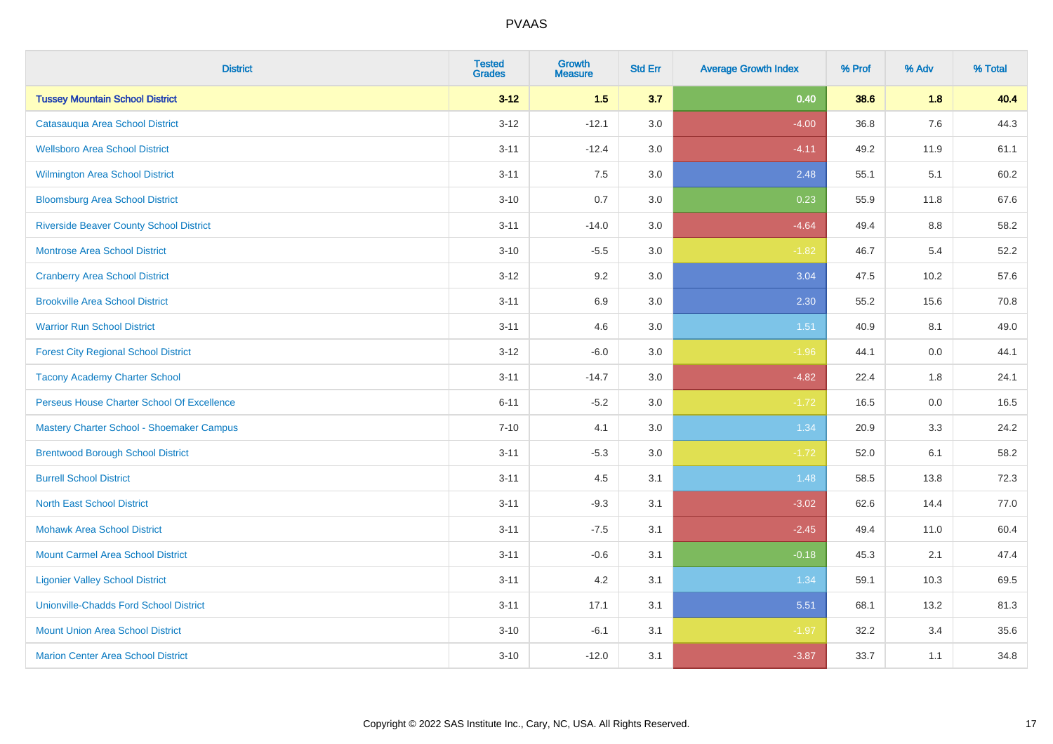| District | Tested Grades | Growth Measure | Std Err | Average Growth Index | % Prof | % Adv | % Total |
|---|---|---|---|---|---|---|---|
| **Tussey Mountain School District** | **3-12** | **1.5** | **3.7** | **0.40** | **38.6** | **1.8** | **40.4** |
| Catasauqua Area School District | 3-12 | -12.1 | 3.0 | -4.00 | 36.8 | 7.6 | 44.3 |
| Wellsboro Area School District | 3-11 | -12.4 | 3.0 | -4.11 | 49.2 | 11.9 | 61.1 |
| Wilmington Area School District | 3-11 | 7.5 | 3.0 | 2.48 | 55.1 | 5.1 | 60.2 |
| Bloomsburg Area School District | 3-10 | 0.7 | 3.0 | 0.23 | 55.9 | 11.8 | 67.6 |
| Riverside Beaver County School District | 3-11 | -14.0 | 3.0 | -4.64 | 49.4 | 8.8 | 58.2 |
| Montrose Area School District | 3-10 | -5.5 | 3.0 | -1.82 | 46.7 | 5.4 | 52.2 |
| Cranberry Area School District | 3-12 | 9.2 | 3.0 | 3.04 | 47.5 | 10.2 | 57.6 |
| Brookville Area School District | 3-11 | 6.9 | 3.0 | 2.30 | 55.2 | 15.6 | 70.8 |
| Warrior Run School District | 3-11 | 4.6 | 3.0 | 1.51 | 40.9 | 8.1 | 49.0 |
| Forest City Regional School District | 3-12 | -6.0 | 3.0 | -1.96 | 44.1 | 0.0 | 44.1 |
| Tacony Academy Charter School | 3-11 | -14.7 | 3.0 | -4.82 | 22.4 | 1.8 | 24.1 |
| Perseus House Charter School Of Excellence | 6-11 | -5.2 | 3.0 | -1.72 | 16.5 | 0.0 | 16.5 |
| Mastery Charter School - Shoemaker Campus | 7-10 | 4.1 | 3.0 | 1.34 | 20.9 | 3.3 | 24.2 |
| Brentwood Borough School District | 3-11 | -5.3 | 3.0 | -1.72 | 52.0 | 6.1 | 58.2 |
| Burrell School District | 3-11 | 4.5 | 3.1 | 1.48 | 58.5 | 13.8 | 72.3 |
| North East School District | 3-11 | -9.3 | 3.1 | -3.02 | 62.6 | 14.4 | 77.0 |
| Mohawk Area School District | 3-11 | -7.5 | 3.1 | -2.45 | 49.4 | 11.0 | 60.4 |
| Mount Carmel Area School District | 3-11 | -0.6 | 3.1 | -0.18 | 45.3 | 2.1 | 47.4 |
| Ligonier Valley School District | 3-11 | 4.2 | 3.1 | 1.34 | 59.1 | 10.3 | 69.5 |
| Unionville-Chadds Ford School District | 3-11 | 17.1 | 3.1 | 5.51 | 68.1 | 13.2 | 81.3 |
| Mount Union Area School District | 3-10 | -6.1 | 3.1 | -1.97 | 32.2 | 3.4 | 35.6 |
| Marion Center Area School District | 3-10 | -12.0 | 3.1 | -3.87 | 33.7 | 1.1 | 34.8 |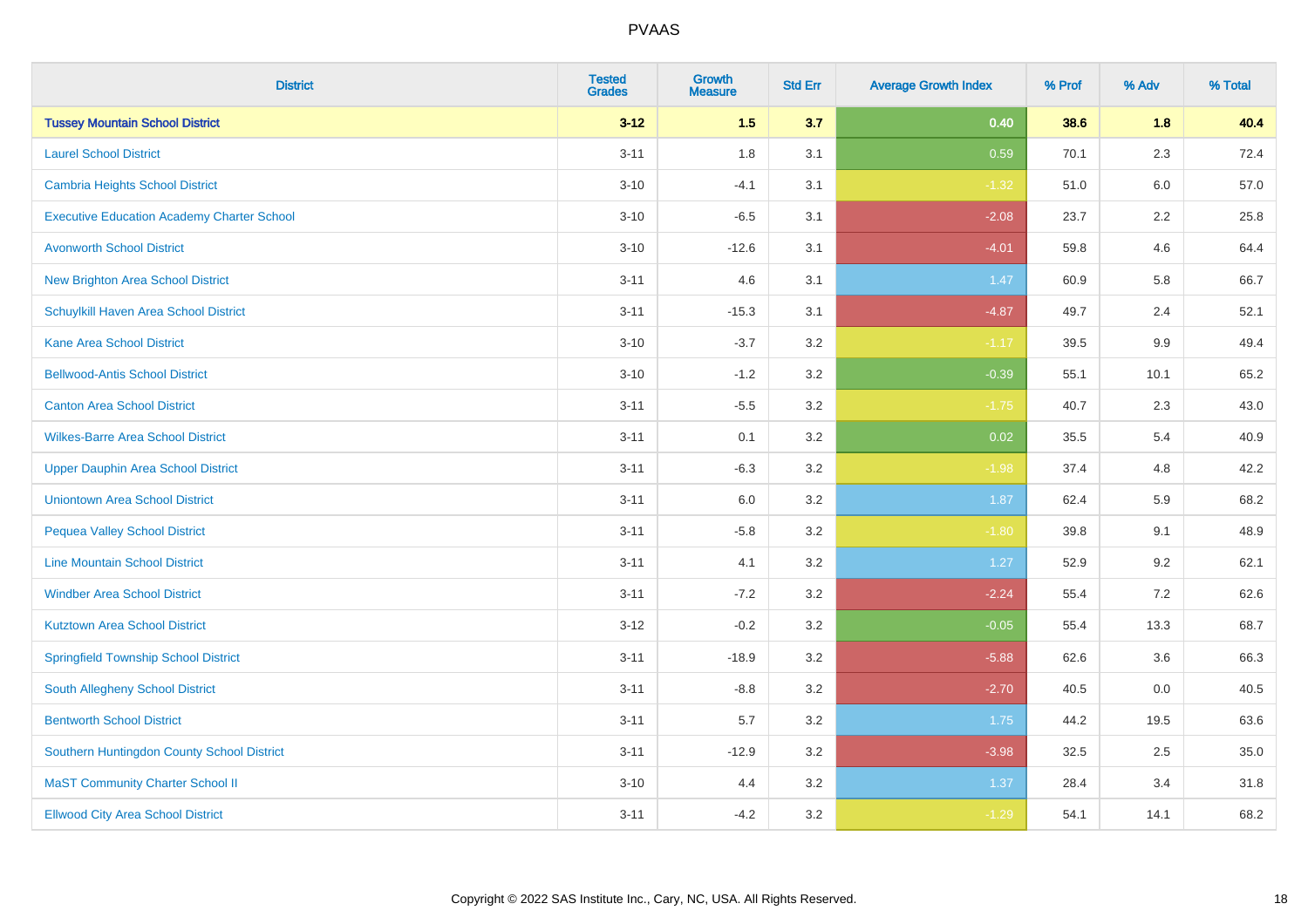| District | Tested Grades | Growth Measure | Std Err | Average Growth Index | % Prof | % Adv | % Total |
|---|---|---|---|---|---|---|---|
| **Tussey Mountain School District** | **3-12** | **1.5** | **3.7** | **0.40** | **38.6** | **1.8** | **40.4** |
| Laurel School District | 3-11 | 1.8 | 3.1 | 0.59 | 70.1 | 2.3 | 72.4 |
| Cambria Heights School District | 3-10 | -4.1 | 3.1 | -1.32 | 51.0 | 6.0 | 57.0 |
| Executive Education Academy Charter School | 3-10 | -6.5 | 3.1 | -2.08 | 23.7 | 2.2 | 25.8 |
| Avonworth School District | 3-10 | -12.6 | 3.1 | -4.01 | 59.8 | 4.6 | 64.4 |
| New Brighton Area School District | 3-11 | 4.6 | 3.1 | 1.47 | 60.9 | 5.8 | 66.7 |
| Schuylkill Haven Area School District | 3-11 | -15.3 | 3.1 | -4.87 | 49.7 | 2.4 | 52.1 |
| Kane Area School District | 3-10 | -3.7 | 3.2 | -1.17 | 39.5 | 9.9 | 49.4 |
| Bellwood-Antis School District | 3-10 | -1.2 | 3.2 | -0.39 | 55.1 | 10.1 | 65.2 |
| Canton Area School District | 3-11 | -5.5 | 3.2 | -1.75 | 40.7 | 2.3 | 43.0 |
| Wilkes-Barre Area School District | 3-11 | 0.1 | 3.2 | 0.02 | 35.5 | 5.4 | 40.9 |
| Upper Dauphin Area School District | 3-11 | -6.3 | 3.2 | -1.98 | 37.4 | 4.8 | 42.2 |
| Uniontown Area School District | 3-11 | 6.0 | 3.2 | 1.87 | 62.4 | 5.9 | 68.2 |
| Pequea Valley School District | 3-11 | -5.8 | 3.2 | -1.80 | 39.8 | 9.1 | 48.9 |
| Line Mountain School District | 3-11 | 4.1 | 3.2 | 1.27 | 52.9 | 9.2 | 62.1 |
| Windber Area School District | 3-11 | -7.2 | 3.2 | -2.24 | 55.4 | 7.2 | 62.6 |
| Kutztown Area School District | 3-12 | -0.2 | 3.2 | -0.05 | 55.4 | 13.3 | 68.7 |
| Springfield Township School District | 3-11 | -18.9 | 3.2 | -5.88 | 62.6 | 3.6 | 66.3 |
| South Allegheny School District | 3-11 | -8.8 | 3.2 | -2.70 | 40.5 | 0.0 | 40.5 |
| Bentworth School District | 3-11 | 5.7 | 3.2 | 1.75 | 44.2 | 19.5 | 63.6 |
| Southern Huntingdon County School District | 3-11 | -12.9 | 3.2 | -3.98 | 32.5 | 2.5 | 35.0 |
| MaST Community Charter School II | 3-10 | 4.4 | 3.2 | 1.37 | 28.4 | 3.4 | 31.8 |
| Ellwood City Area School District | 3-11 | -4.2 | 3.2 | -1.29 | 54.1 | 14.1 | 68.2 |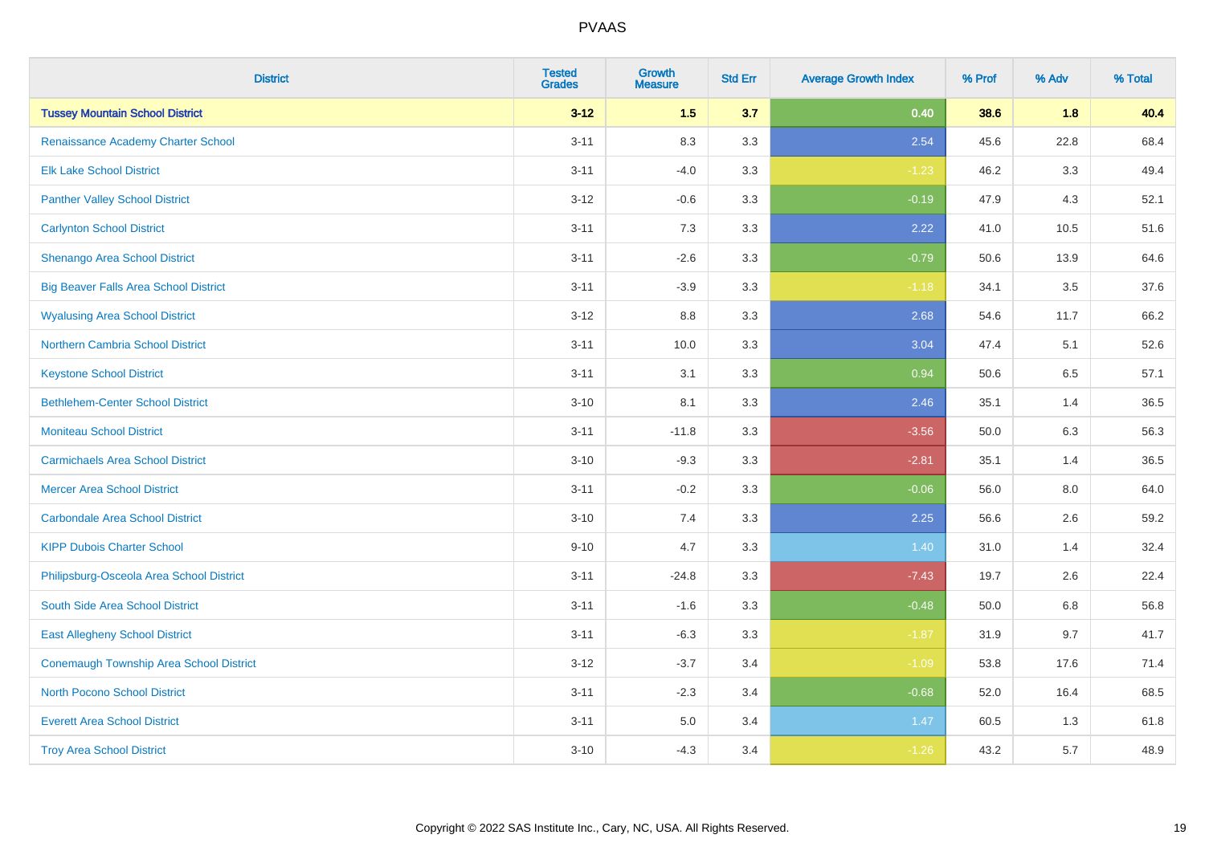| District | Tested Grades | Growth Measure | Std Err | Average Growth Index | % Prof | % Adv | % Total |
|---|---|---|---|---|---|---|---|
| **Tussey Mountain School District** | **3-12** | **1.5** | **3.7** | **0.40** | **38.6** | **1.8** | **40.4** |
| Renaissance Academy Charter School | 3-11 | 8.3 | 3.3 | 2.54 | 45.6 | 22.8 | 68.4 |
| Elk Lake School District | 3-11 | -4.0 | 3.3 | -1.23 | 46.2 | 3.3 | 49.4 |
| Panther Valley School District | 3-12 | -0.6 | 3.3 | -0.19 | 47.9 | 4.3 | 52.1 |
| Carlynton School District | 3-11 | 7.3 | 3.3 | 2.22 | 41.0 | 10.5 | 51.6 |
| Shenango Area School District | 3-11 | -2.6 | 3.3 | -0.79 | 50.6 | 13.9 | 64.6 |
| Big Beaver Falls Area School District | 3-11 | -3.9 | 3.3 | -1.18 | 34.1 | 3.5 | 37.6 |
| Wyalusing Area School District | 3-12 | 8.8 | 3.3 | 2.68 | 54.6 | 11.7 | 66.2 |
| Northern Cambria School District | 3-11 | 10.0 | 3.3 | 3.04 | 47.4 | 5.1 | 52.6 |
| Keystone School District | 3-11 | 3.1 | 3.3 | 0.94 | 50.6 | 6.5 | 57.1 |
| Bethlehem-Center School District | 3-10 | 8.1 | 3.3 | 2.46 | 35.1 | 1.4 | 36.5 |
| Moniteau School District | 3-11 | -11.8 | 3.3 | -3.56 | 50.0 | 6.3 | 56.3 |
| Carmichaels Area School District | 3-10 | -9.3 | 3.3 | -2.81 | 35.1 | 1.4 | 36.5 |
| Mercer Area School District | 3-11 | -0.2 | 3.3 | -0.06 | 56.0 | 8.0 | 64.0 |
| Carbondale Area School District | 3-10 | 7.4 | 3.3 | 2.25 | 56.6 | 2.6 | 59.2 |
| KIPP Dubois Charter School | 9-10 | 4.7 | 3.3 | 1.40 | 31.0 | 1.4 | 32.4 |
| Philipsburg-Osceola Area School District | 3-11 | -24.8 | 3.3 | -7.43 | 19.7 | 2.6 | 22.4 |
| South Side Area School District | 3-11 | -1.6 | 3.3 | -0.48 | 50.0 | 6.8 | 56.8 |
| East Allegheny School District | 3-11 | -6.3 | 3.3 | -1.87 | 31.9 | 9.7 | 41.7 |
| Conemaugh Township Area School District | 3-12 | -3.7 | 3.4 | -1.09 | 53.8 | 17.6 | 71.4 |
| North Pocono School District | 3-11 | -2.3 | 3.4 | -0.68 | 52.0 | 16.4 | 68.5 |
| Everett Area School District | 3-11 | 5.0 | 3.4 | 1.47 | 60.5 | 1.3 | 61.8 |
| Troy Area School District | 3-10 | -4.3 | 3.4 | -1.26 | 43.2 | 5.7 | 48.9 |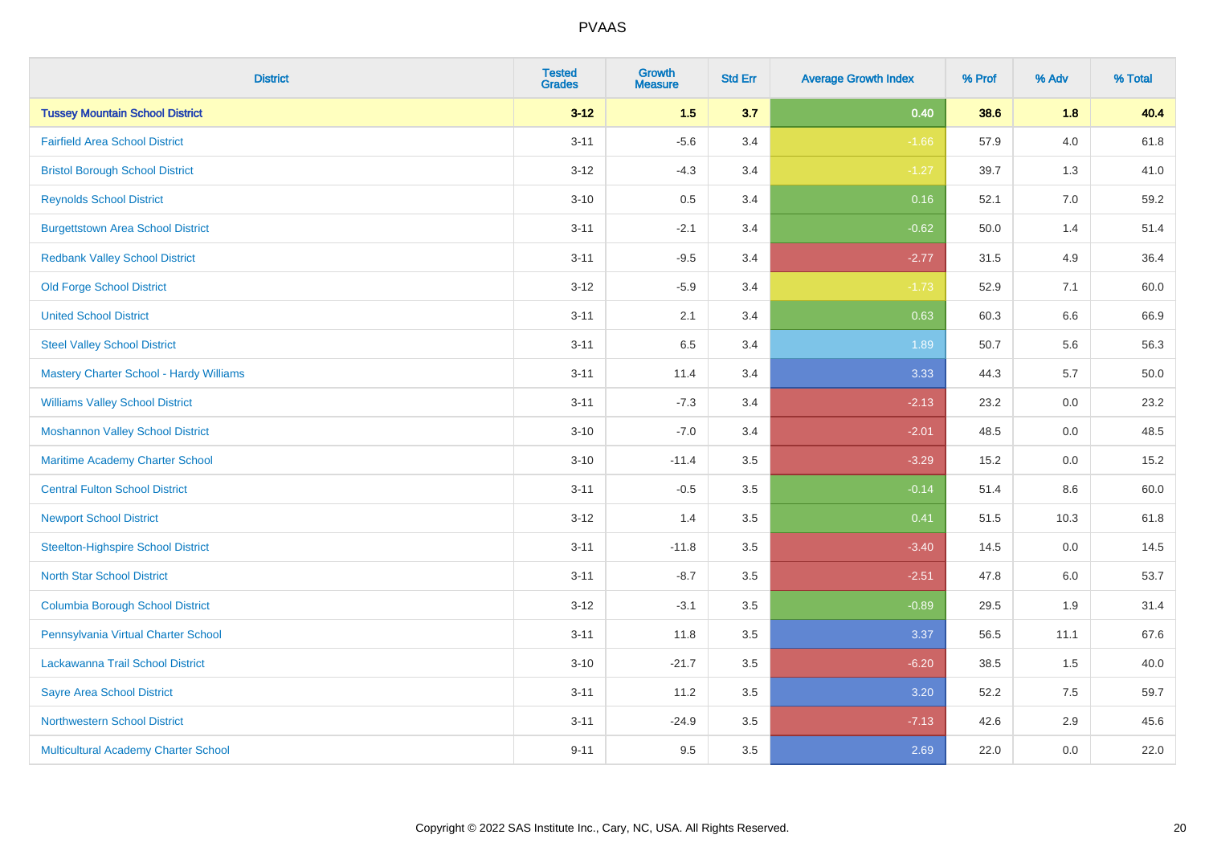| District | Tested Grades | Growth Measure | Std Err | Average Growth Index | % Prof | % Adv | % Total |
|---|---|---|---|---|---|---|---|
| **Tussey Mountain School District** | **3-12** | **1.5** | **3.7** | **0.40** | **38.6** | **1.8** | **40.4** |
| Fairfield Area School District | 3-11 | -5.6 | 3.4 | -1.66 | 57.9 | 4.0 | 61.8 |
| Bristol Borough School District | 3-12 | -4.3 | 3.4 | -1.27 | 39.7 | 1.3 | 41.0 |
| Reynolds School District | 3-10 | 0.5 | 3.4 | 0.16 | 52.1 | 7.0 | 59.2 |
| Burgettstown Area School District | 3-11 | -2.1 | 3.4 | -0.62 | 50.0 | 1.4 | 51.4 |
| Redbank Valley School District | 3-11 | -9.5 | 3.4 | -2.77 | 31.5 | 4.9 | 36.4 |
| Old Forge School District | 3-12 | -5.9 | 3.4 | -1.73 | 52.9 | 7.1 | 60.0 |
| United School District | 3-11 | 2.1 | 3.4 | 0.63 | 60.3 | 6.6 | 66.9 |
| Steel Valley School District | 3-11 | 6.5 | 3.4 | 1.89 | 50.7 | 5.6 | 56.3 |
| Mastery Charter School - Hardy Williams | 3-11 | 11.4 | 3.4 | 3.33 | 44.3 | 5.7 | 50.0 |
| Williams Valley School District | 3-11 | -7.3 | 3.4 | -2.13 | 23.2 | 0.0 | 23.2 |
| Moshannon Valley School District | 3-10 | -7.0 | 3.4 | -2.01 | 48.5 | 0.0 | 48.5 |
| Maritime Academy Charter School | 3-10 | -11.4 | 3.5 | -3.29 | 15.2 | 0.0 | 15.2 |
| Central Fulton School District | 3-11 | -0.5 | 3.5 | -0.14 | 51.4 | 8.6 | 60.0 |
| Newport School District | 3-12 | 1.4 | 3.5 | 0.41 | 51.5 | 10.3 | 61.8 |
| Steelton-Highspire School District | 3-11 | -11.8 | 3.5 | -3.40 | 14.5 | 0.0 | 14.5 |
| North Star School District | 3-11 | -8.7 | 3.5 | -2.51 | 47.8 | 6.0 | 53.7 |
| Columbia Borough School District | 3-12 | -3.1 | 3.5 | -0.89 | 29.5 | 1.9 | 31.4 |
| Pennsylvania Virtual Charter School | 3-11 | 11.8 | 3.5 | 3.37 | 56.5 | 11.1 | 67.6 |
| Lackawanna Trail School District | 3-10 | -21.7 | 3.5 | -6.20 | 38.5 | 1.5 | 40.0 |
| Sayre Area School District | 3-11 | 11.2 | 3.5 | 3.20 | 52.2 | 7.5 | 59.7 |
| Northwestern School District | 3-11 | -24.9 | 3.5 | -7.13 | 42.6 | 2.9 | 45.6 |
| Multicultural Academy Charter School | 9-11 | 9.5 | 3.5 | 2.69 | 22.0 | 0.0 | 22.0 |

Copyright © 2022 SAS Institute Inc., Cary, NC, USA. All Rights Reserved.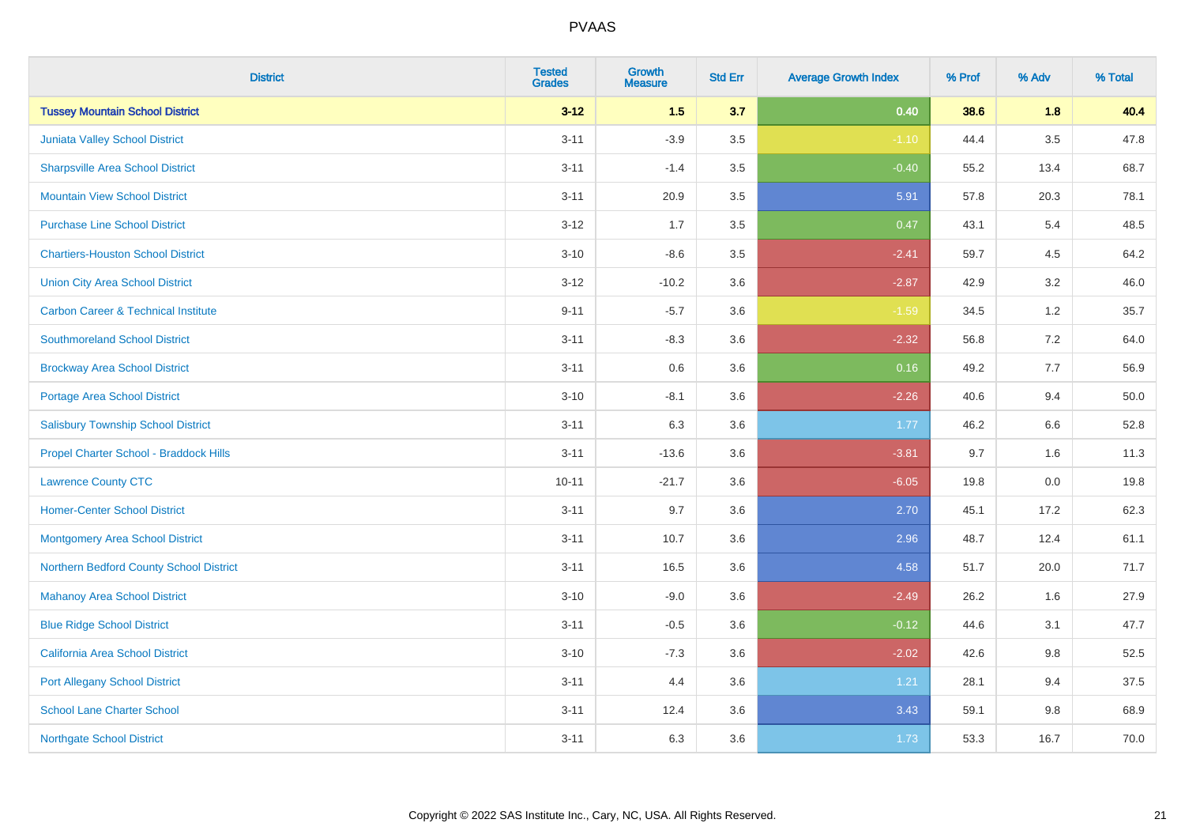| District | Tested Grades | Growth Measure | Std Err | Average Growth Index | % Prof | % Adv | % Total |
|---|---|---|---|---|---|---|---|
| **Tussey Mountain School District** | **3-12** | **1.5** | **3.7** | **0.40** | **38.6** | **1.8** | **40.4** |
| Juniata Valley School District | 3-11 | -3.9 | 3.5 | -1.10 | 44.4 | 3.5 | 47.8 |
| Sharpsville Area School District | 3-11 | -1.4 | 3.5 | -0.40 | 55.2 | 13.4 | 68.7 |
| Mountain View School District | 3-11 | 20.9 | 3.5 | 5.91 | 57.8 | 20.3 | 78.1 |
| Purchase Line School District | 3-12 | 1.7 | 3.5 | 0.47 | 43.1 | 5.4 | 48.5 |
| Chartiers-Houston School District | 3-10 | -8.6 | 3.5 | -2.41 | 59.7 | 4.5 | 64.2 |
| Union City Area School District | 3-12 | -10.2 | 3.6 | -2.87 | 42.9 | 3.2 | 46.0 |
| Carbon Career & Technical Institute | 9-11 | -5.7 | 3.6 | -1.59 | 34.5 | 1.2 | 35.7 |
| Southmoreland School District | 3-11 | -8.3 | 3.6 | -2.32 | 56.8 | 7.2 | 64.0 |
| Brockway Area School District | 3-11 | 0.6 | 3.6 | 0.16 | 49.2 | 7.7 | 56.9 |
| Portage Area School District | 3-10 | -8.1 | 3.6 | -2.26 | 40.6 | 9.4 | 50.0 |
| Salisbury Township School District | 3-11 | 6.3 | 3.6 | 1.77 | 46.2 | 6.6 | 52.8 |
| Propel Charter School - Braddock Hills | 3-11 | -13.6 | 3.6 | -3.81 | 9.7 | 1.6 | 11.3 |
| Lawrence County CTC | 10-11 | -21.7 | 3.6 | -6.05 | 19.8 | 0.0 | 19.8 |
| Homer-Center School District | 3-11 | 9.7 | 3.6 | 2.70 | 45.1 | 17.2 | 62.3 |
| Montgomery Area School District | 3-11 | 10.7 | 3.6 | 2.96 | 48.7 | 12.4 | 61.1 |
| Northern Bedford County School District | 3-11 | 16.5 | 3.6 | 4.58 | 51.7 | 20.0 | 71.7 |
| Mahanoy Area School District | 3-10 | -9.0 | 3.6 | -2.49 | 26.2 | 1.6 | 27.9 |
| Blue Ridge School District | 3-11 | -0.5 | 3.6 | -0.12 | 44.6 | 3.1 | 47.7 |
| California Area School District | 3-10 | -7.3 | 3.6 | -2.02 | 42.6 | 9.8 | 52.5 |
| Port Allegany School District | 3-11 | 4.4 | 3.6 | 1.21 | 28.1 | 9.4 | 37.5 |
| School Lane Charter School | 3-11 | 12.4 | 3.6 | 3.43 | 59.1 | 9.8 | 68.9 |
| Northgate School District | 3-11 | 6.3 | 3.6 | 1.73 | 53.3 | 16.7 | 70.0 |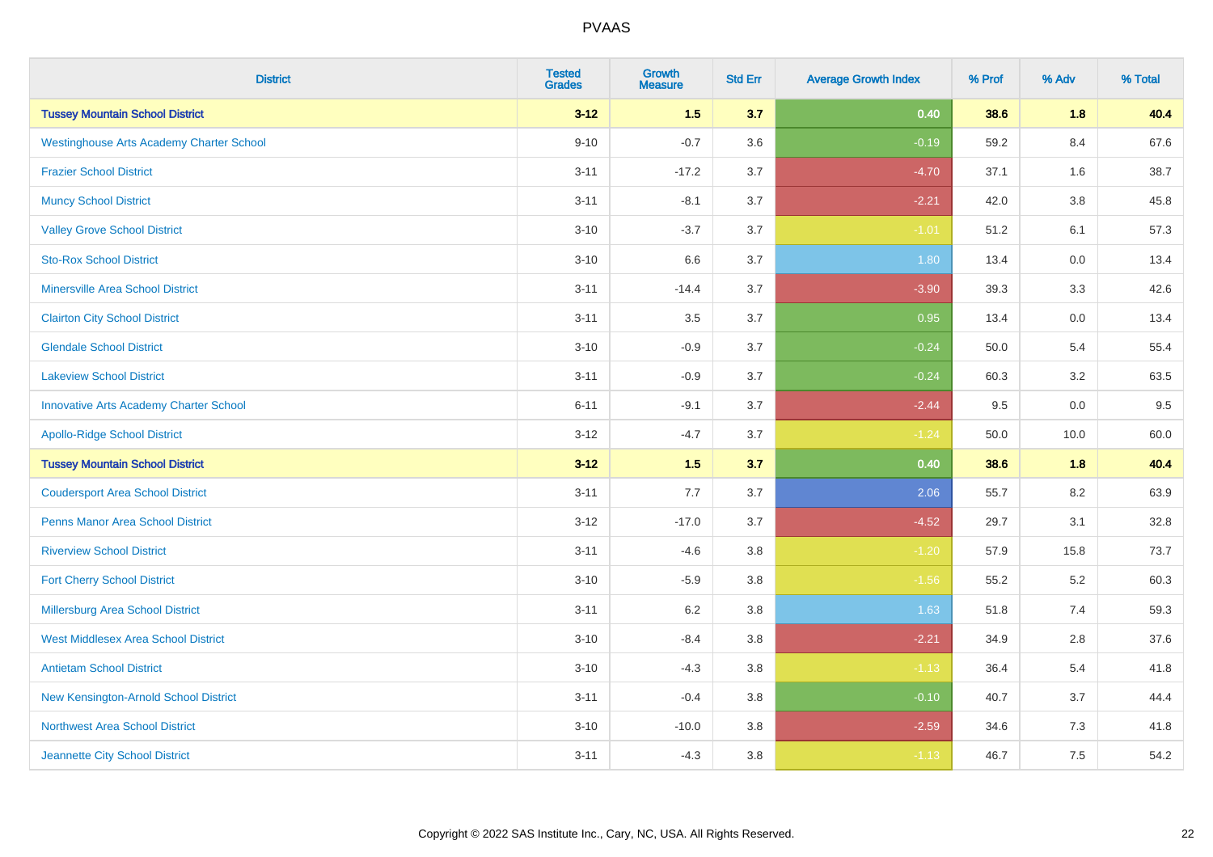| District | Tested Grades | Growth Measure | Std Err | Average Growth Index | % Prof | % Adv | % Total |
|---|---|---|---|---|---|---|---|
| **Tussey Mountain School District** | **3-12** | **1.5** | **3.7** | **0.40** | **38.6** | **1.8** | **40.4** |
| Westinghouse Arts Academy Charter School | 9-10 | -0.7 | 3.6 | -0.19 | 59.2 | 8.4 | 67.6 |
| Frazier School District | 3-11 | -17.2 | 3.7 | -4.70 | 37.1 | 1.6 | 38.7 |
| Muncy School District | 3-11 | -8.1 | 3.7 | -2.21 | 42.0 | 3.8 | 45.8 |
| Valley Grove School District | 3-10 | -3.7 | 3.7 | -1.01 | 51.2 | 6.1 | 57.3 |
| Sto-Rox School District | 3-10 | 6.6 | 3.7 | 1.80 | 13.4 | 0.0 | 13.4 |
| Minersville Area School District | 3-11 | -14.4 | 3.7 | -3.90 | 39.3 | 3.3 | 42.6 |
| Clairton City School District | 3-11 | 3.5 | 3.7 | 0.95 | 13.4 | 0.0 | 13.4 |
| Glendale School District | 3-10 | -0.9 | 3.7 | -0.24 | 50.0 | 5.4 | 55.4 |
| Lakeview School District | 3-11 | -0.9 | 3.7 | -0.24 | 60.3 | 3.2 | 63.5 |
| Innovative Arts Academy Charter School | 6-11 | -9.1 | 3.7 | -2.44 | 9.5 | 0.0 | 9.5 |
| Apollo-Ridge School District | 3-12 | -4.7 | 3.7 | -1.24 | 50.0 | 10.0 | 60.0 |
| **Tussey Mountain School District** | **3-12** | **1.5** | **3.7** | **0.40** | **38.6** | **1.8** | **40.4** |
| Coudersport Area School District | 3-11 | 7.7 | 3.7 | 2.06 | 55.7 | 8.2 | 63.9 |
| Penns Manor Area School District | 3-12 | -17.0 | 3.7 | -4.52 | 29.7 | 3.1 | 32.8 |
| Riverview School District | 3-11 | -4.6 | 3.8 | -1.20 | 57.9 | 15.8 | 73.7 |
| Fort Cherry School District | 3-10 | -5.9 | 3.8 | -1.56 | 55.2 | 5.2 | 60.3 |
| Millersburg Area School District | 3-11 | 6.2 | 3.8 | 1.63 | 51.8 | 7.4 | 59.3 |
| West Middlesex Area School District | 3-10 | -8.4 | 3.8 | -2.21 | 34.9 | 2.8 | 37.6 |
| Antietam School District | 3-10 | -4.3 | 3.8 | -1.13 | 36.4 | 5.4 | 41.8 |
| New Kensington-Arnold School District | 3-11 | -0.4 | 3.8 | -0.10 | 40.7 | 3.7 | 44.4 |
| Northwest Area School District | 3-10 | -10.0 | 3.8 | -2.59 | 34.6 | 7.3 | 41.8 |
| Jeannette City School District | 3-11 | -4.3 | 3.8 | -1.13 | 46.7 | 7.5 | 54.2 |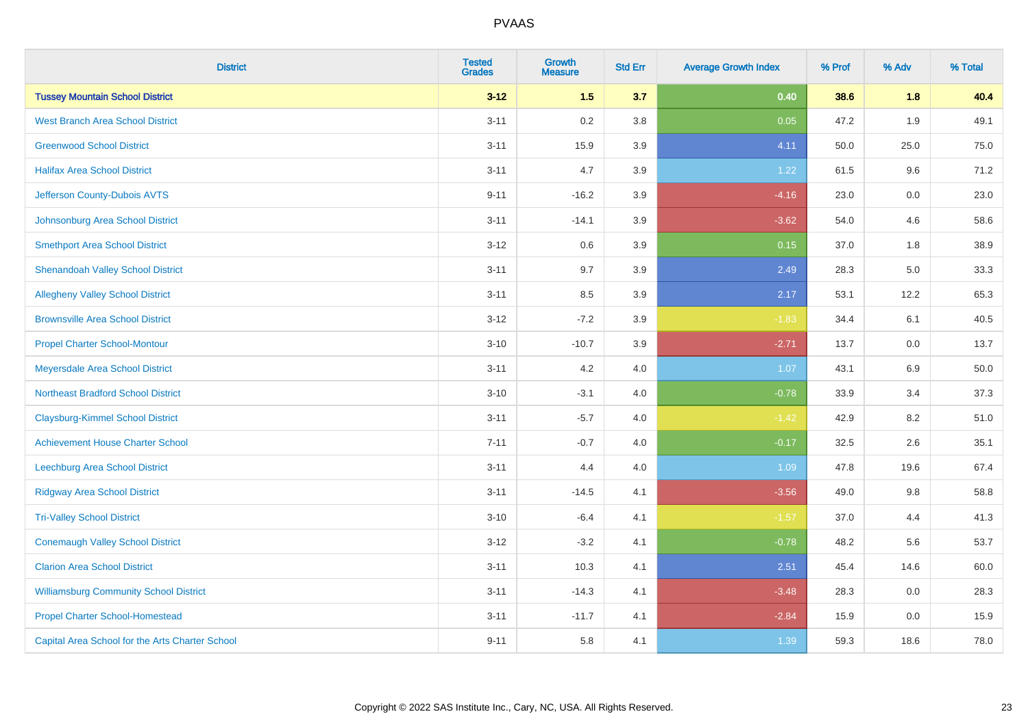| District | Tested Grades | Growth Measure | Std Err | Average Growth Index | % Prof | % Adv | % Total |
|---|---|---|---|---|---|---|---|
| **Tussey Mountain School District** | **3-12** | **1.5** | **3.7** | **0.40** | **38.6** | **1.8** | **40.4** |
| West Branch Area School District | 3-11 | 0.2 | 3.8 | 0.05 | 47.2 | 1.9 | 49.1 |
| Greenwood School District | 3-11 | 15.9 | 3.9 | 4.11 | 50.0 | 25.0 | 75.0 |
| Halifax Area School District | 3-11 | 4.7 | 3.9 | 1.22 | 61.5 | 9.6 | 71.2 |
| Jefferson County-Dubois AVTS | 9-11 | -16.2 | 3.9 | -4.16 | 23.0 | 0.0 | 23.0 |
| Johnsonburg Area School District | 3-11 | -14.1 | 3.9 | -3.62 | 54.0 | 4.6 | 58.6 |
| Smethport Area School District | 3-12 | 0.6 | 3.9 | 0.15 | 37.0 | 1.8 | 38.9 |
| Shenandoah Valley School District | 3-11 | 9.7 | 3.9 | 2.49 | 28.3 | 5.0 | 33.3 |
| Allegheny Valley School District | 3-11 | 8.5 | 3.9 | 2.17 | 53.1 | 12.2 | 65.3 |
| Brownsville Area School District | 3-12 | -7.2 | 3.9 | -1.83 | 34.4 | 6.1 | 40.5 |
| Propel Charter School-Montour | 3-10 | -10.7 | 3.9 | -2.71 | 13.7 | 0.0 | 13.7 |
| Meyersdale Area School District | 3-11 | 4.2 | 4.0 | 1.07 | 43.1 | 6.9 | 50.0 |
| Northeast Bradford School District | 3-10 | -3.1 | 4.0 | -0.78 | 33.9 | 3.4 | 37.3 |
| Claysburg-Kimmel School District | 3-11 | -5.7 | 4.0 | -1.42 | 42.9 | 8.2 | 51.0 |
| Achievement House Charter School | 7-11 | -0.7 | 4.0 | -0.17 | 32.5 | 2.6 | 35.1 |
| Leechburg Area School District | 3-11 | 4.4 | 4.0 | 1.09 | 47.8 | 19.6 | 67.4 |
| Ridgway Area School District | 3-11 | -14.5 | 4.1 | -3.56 | 49.0 | 9.8 | 58.8 |
| Tri-Valley School District | 3-10 | -6.4 | 4.1 | -1.57 | 37.0 | 4.4 | 41.3 |
| Conemaugh Valley School District | 3-12 | -3.2 | 4.1 | -0.78 | 48.2 | 5.6 | 53.7 |
| Clarion Area School District | 3-11 | 10.3 | 4.1 | 2.51 | 45.4 | 14.6 | 60.0 |
| Williamsburg Community School District | 3-11 | -14.3 | 4.1 | -3.48 | 28.3 | 0.0 | 28.3 |
| Propel Charter School-Homestead | 3-11 | -11.7 | 4.1 | -2.84 | 15.9 | 0.0 | 15.9 |
| Capital Area School for the Arts Charter School | 9-11 | 5.8 | 4.1 | 1.39 | 59.3 | 18.6 | 78.0 |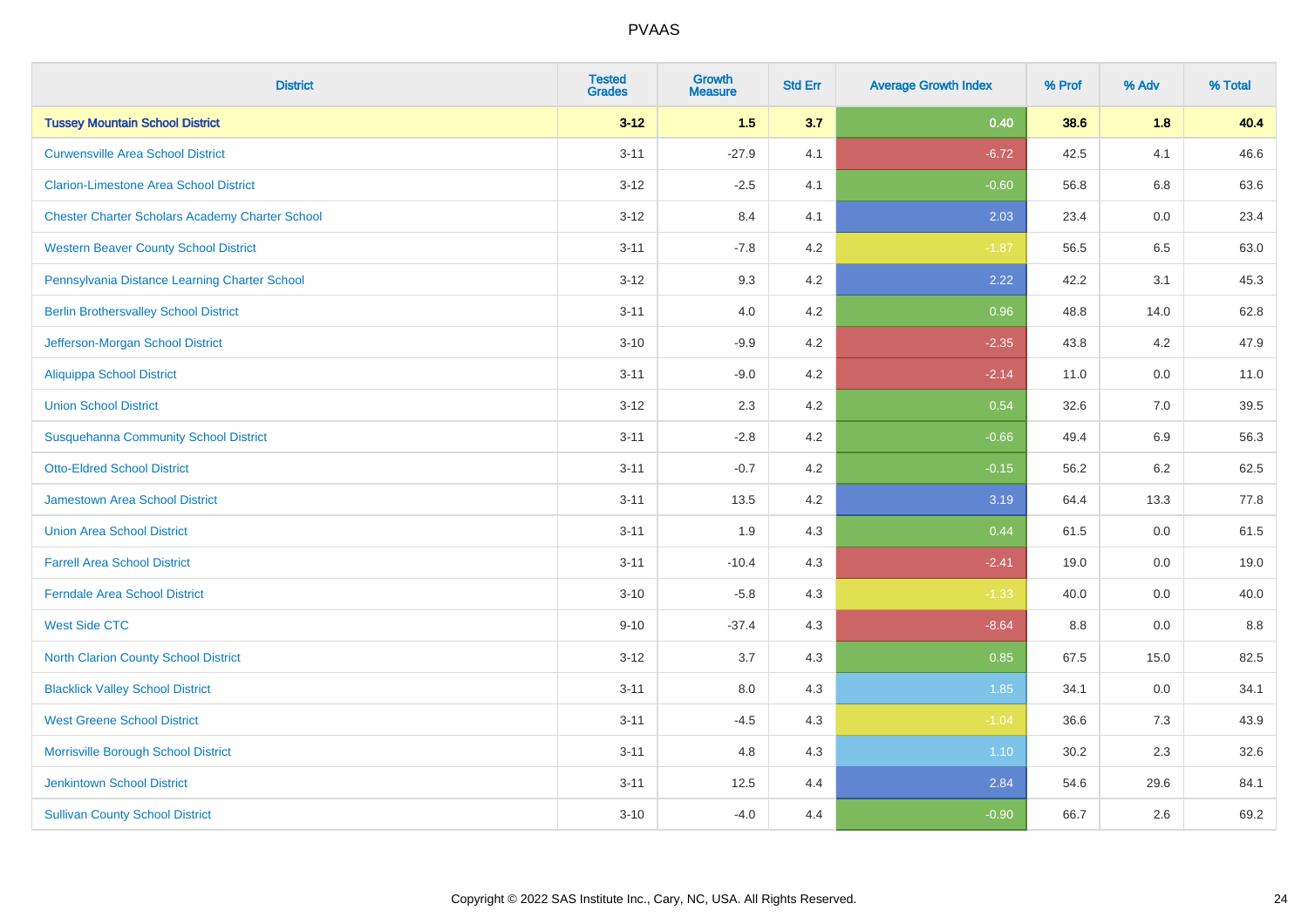| District | Tested Grades | Growth Measure | Std Err | Average Growth Index | % Prof | % Adv | % Total |
|---|---|---|---|---|---|---|---|
| **Tussey Mountain School District** | **3-12** | **1.5** | **3.7** | **0.40** | **38.6** | **1.8** | **40.4** |
| Curwensville Area School District | 3-11 | -27.9 | 4.1 | -6.72 | 42.5 | 4.1 | 46.6 |
| Clarion-Limestone Area School District | 3-12 | -2.5 | 4.1 | -0.60 | 56.8 | 6.8 | 63.6 |
| Chester Charter Scholars Academy Charter School | 3-12 | 8.4 | 4.1 | 2.03 | 23.4 | 0.0 | 23.4 |
| Western Beaver County School District | 3-11 | -7.8 | 4.2 | -1.87 | 56.5 | 6.5 | 63.0 |
| Pennsylvania Distance Learning Charter School | 3-12 | 9.3 | 4.2 | 2.22 | 42.2 | 3.1 | 45.3 |
| Berlin Brothersvalley School District | 3-11 | 4.0 | 4.2 | 0.96 | 48.8 | 14.0 | 62.8 |
| Jefferson-Morgan School District | 3-10 | -9.9 | 4.2 | -2.35 | 43.8 | 4.2 | 47.9 |
| Aliquippa School District | 3-11 | -9.0 | 4.2 | -2.14 | 11.0 | 0.0 | 11.0 |
| Union School District | 3-12 | 2.3 | 4.2 | 0.54 | 32.6 | 7.0 | 39.5 |
| Susquehanna Community School District | 3-11 | -2.8 | 4.2 | -0.66 | 49.4 | 6.9 | 56.3 |
| Otto-Eldred School District | 3-11 | -0.7 | 4.2 | -0.15 | 56.2 | 6.2 | 62.5 |
| Jamestown Area School District | 3-11 | 13.5 | 4.2 | 3.19 | 64.4 | 13.3 | 77.8 |
| Union Area School District | 3-11 | 1.9 | 4.3 | 0.44 | 61.5 | 0.0 | 61.5 |
| Farrell Area School District | 3-11 | -10.4 | 4.3 | -2.41 | 19.0 | 0.0 | 19.0 |
| Ferndale Area School District | 3-10 | -5.8 | 4.3 | -1.33 | 40.0 | 0.0 | 40.0 |
| West Side CTC | 9-10 | -37.4 | 4.3 | -8.64 | 8.8 | 0.0 | 8.8 |
| North Clarion County School District | 3-12 | 3.7 | 4.3 | 0.85 | 67.5 | 15.0 | 82.5 |
| Blacklick Valley School District | 3-11 | 8.0 | 4.3 | 1.85 | 34.1 | 0.0 | 34.1 |
| West Greene School District | 3-11 | -4.5 | 4.3 | -1.04 | 36.6 | 7.3 | 43.9 |
| Morrisville Borough School District | 3-11 | 4.8 | 4.3 | 1.10 | 30.2 | 2.3 | 32.6 |
| Jenkintown School District | 3-11 | 12.5 | 4.4 | 2.84 | 54.6 | 29.6 | 84.1 |
| Sullivan County School District | 3-10 | -4.0 | 4.4 | -0.90 | 66.7 | 2.6 | 69.2 |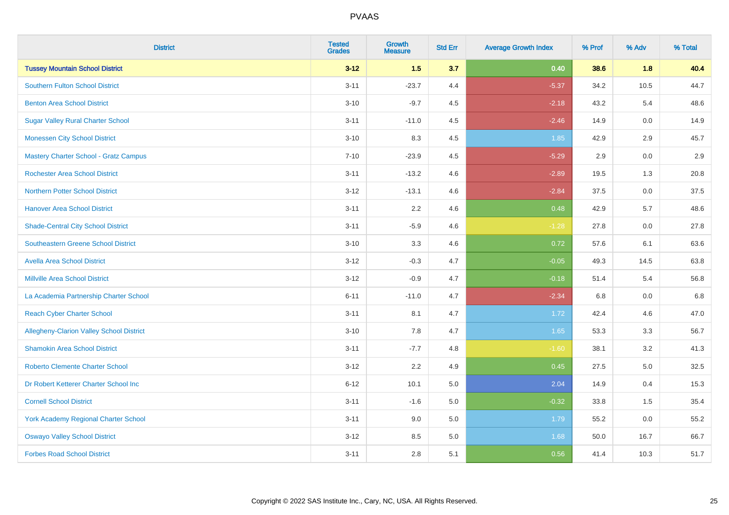| District | Tested Grades | Growth Measure | Std Err | Average Growth Index | % Prof | % Adv | % Total |
|---|---|---|---|---|---|---|---|
| **Tussey Mountain School District** | **3-12** | **1.5** | **3.7** | **0.40** | **38.6** | **1.8** | **40.4** |
| Southern Fulton School District | 3-11 | -23.7 | 4.4 | -5.37 | 34.2 | 10.5 | 44.7 |
| Benton Area School District | 3-10 | -9.7 | 4.5 | -2.18 | 43.2 | 5.4 | 48.6 |
| Sugar Valley Rural Charter School | 3-11 | -11.0 | 4.5 | -2.46 | 14.9 | 0.0 | 14.9 |
| Monessen City School District | 3-10 | 8.3 | 4.5 | 1.85 | 42.9 | 2.9 | 45.7 |
| Mastery Charter School - Gratz Campus | 7-10 | -23.9 | 4.5 | -5.29 | 2.9 | 0.0 | 2.9 |
| Rochester Area School District | 3-11 | -13.2 | 4.6 | -2.89 | 19.5 | 1.3 | 20.8 |
| Northern Potter School District | 3-12 | -13.1 | 4.6 | -2.84 | 37.5 | 0.0 | 37.5 |
| Hanover Area School District | 3-11 | 2.2 | 4.6 | 0.48 | 42.9 | 5.7 | 48.6 |
| Shade-Central City School District | 3-11 | -5.9 | 4.6 | -1.28 | 27.8 | 0.0 | 27.8 |
| Southeastern Greene School District | 3-10 | 3.3 | 4.6 | 0.72 | 57.6 | 6.1 | 63.6 |
| Avella Area School District | 3-12 | -0.3 | 4.7 | -0.05 | 49.3 | 14.5 | 63.8 |
| Millville Area School District | 3-12 | -0.9 | 4.7 | -0.18 | 51.4 | 5.4 | 56.8 |
| La Academia Partnership Charter School | 6-11 | -11.0 | 4.7 | -2.34 | 6.8 | 0.0 | 6.8 |
| Reach Cyber Charter School | 3-11 | 8.1 | 4.7 | 1.72 | 42.4 | 4.6 | 47.0 |
| Allegheny-Clarion Valley School District | 3-10 | 7.8 | 4.7 | 1.65 | 53.3 | 3.3 | 56.7 |
| Shamokin Area School District | 3-11 | -7.7 | 4.8 | -1.60 | 38.1 | 3.2 | 41.3 |
| Roberto Clemente Charter School | 3-12 | 2.2 | 4.9 | 0.45 | 27.5 | 5.0 | 32.5 |
| Dr Robert Ketterer Charter School Inc | 6-12 | 10.1 | 5.0 | 2.04 | 14.9 | 0.4 | 15.3 |
| Cornell School District | 3-11 | -1.6 | 5.0 | -0.32 | 33.8 | 1.5 | 35.4 |
| York Academy Regional Charter School | 3-11 | 9.0 | 5.0 | 1.79 | 55.2 | 0.0 | 55.2 |
| Oswayo Valley School District | 3-12 | 8.5 | 5.0 | 1.68 | 50.0 | 16.7 | 66.7 |
| Forbes Road School District | 3-11 | 2.8 | 5.1 | 0.56 | 41.4 | 10.3 | 51.7 |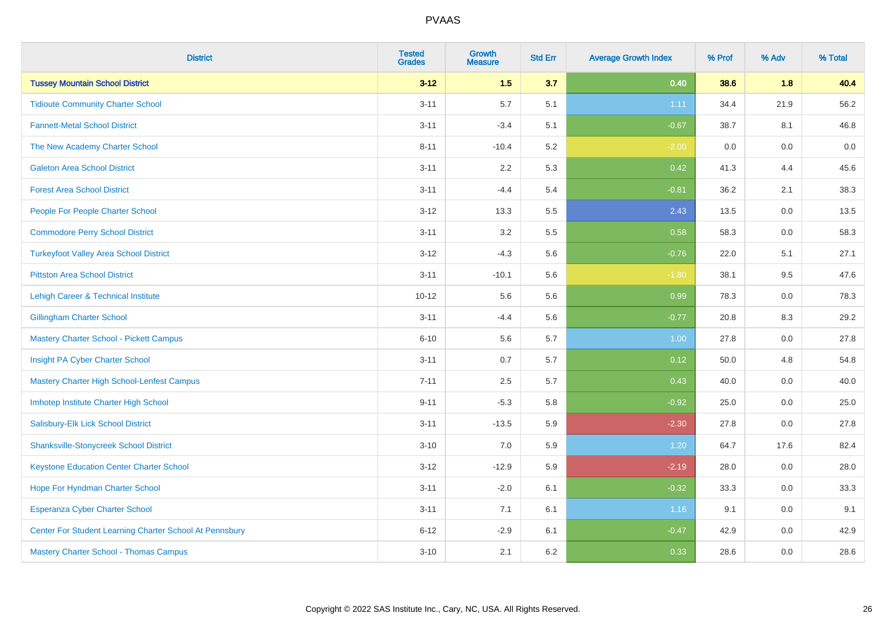| District | Tested Grades | Growth Measure | Std Err | Average Growth Index | % Prof | % Adv | % Total |
|---|---|---|---|---|---|---|---|
| **Tussey Mountain School District** | **3-12** | **1.5** | **3.7** | **0.40** | **38.6** | **1.8** | **40.4** |
| Tidioute Community Charter School | 3-11 | 5.7 | 5.1 | 1.11 | 34.4 | 21.9 | 56.2 |
| Fannett-Metal School District | 3-11 | -3.4 | 5.1 | -0.67 | 38.7 | 8.1 | 46.8 |
| The New Academy Charter School | 8-11 | -10.4 | 5.2 | -2.00 | 0.0 | 0.0 | 0.0 |
| Galeton Area School District | 3-11 | 2.2 | 5.3 | 0.42 | 41.3 | 4.4 | 45.6 |
| Forest Area School District | 3-11 | -4.4 | 5.4 | -0.81 | 36.2 | 2.1 | 38.3 |
| People For People Charter School | 3-12 | 13.3 | 5.5 | 2.43 | 13.5 | 0.0 | 13.5 |
| Commodore Perry School District | 3-11 | 3.2 | 5.5 | 0.58 | 58.3 | 0.0 | 58.3 |
| Turkeyfoot Valley Area School District | 3-12 | -4.3 | 5.6 | -0.76 | 22.0 | 5.1 | 27.1 |
| Pittston Area School District | 3-11 | -10.1 | 5.6 | -1.80 | 38.1 | 9.5 | 47.6 |
| Lehigh Career & Technical Institute | 10-12 | 5.6 | 5.6 | 0.99 | 78.3 | 0.0 | 78.3 |
| Gillingham Charter School | 3-11 | -4.4 | 5.6 | -0.77 | 20.8 | 8.3 | 29.2 |
| Mastery Charter School - Pickett Campus | 6-10 | 5.6 | 5.7 | 1.00 | 27.8 | 0.0 | 27.8 |
| Insight PA Cyber Charter School | 3-11 | 0.7 | 5.7 | 0.12 | 50.0 | 4.8 | 54.8 |
| Mastery Charter High School-Lenfest Campus | 7-11 | 2.5 | 5.7 | 0.43 | 40.0 | 0.0 | 40.0 |
| Imhotep Institute Charter High School | 9-11 | -5.3 | 5.8 | -0.92 | 25.0 | 0.0 | 25.0 |
| Salisbury-Elk Lick School District | 3-11 | -13.5 | 5.9 | -2.30 | 27.8 | 0.0 | 27.8 |
| Shanksville-Stonycreek School District | 3-10 | 7.0 | 5.9 | 1.20 | 64.7 | 17.6 | 82.4 |
| Keystone Education Center Charter School | 3-12 | -12.9 | 5.9 | -2.19 | 28.0 | 0.0 | 28.0 |
| Hope For Hyndman Charter School | 3-11 | -2.0 | 6.1 | -0.32 | 33.3 | 0.0 | 33.3 |
| Esperanza Cyber Charter School | 3-11 | 7.1 | 6.1 | 1.16 | 9.1 | 0.0 | 9.1 |
| Center For Student Learning Charter School At Pennsbury | 6-12 | -2.9 | 6.1 | -0.47 | 42.9 | 0.0 | 42.9 |
| Mastery Charter School - Thomas Campus | 3-10 | 2.1 | 6.2 | 0.33 | 28.6 | 0.0 | 28.6 |

Copyright © 2022 SAS Institute Inc., Cary, NC, USA. All Rights Reserved.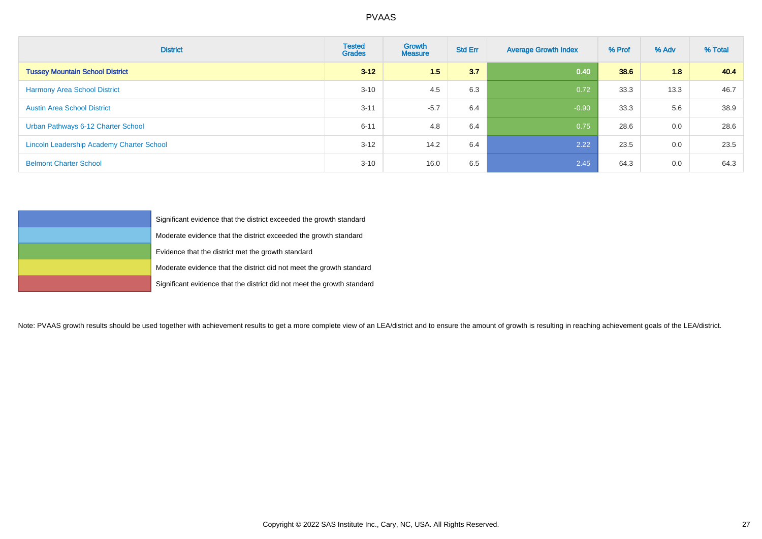# PVAAS

| District | Tested Grades | Growth Measure | Std Err | Average Growth Index | % Prof | % Adv | % Total |
|---|---|---|---|---|---|---|---|
| **Tussey Mountain School District** | **3-12** | **1.5** | **3.7** | **0.40** | **38.6** | **1.8** | **40.4** |
| Harmony Area School District | 3-10 | 4.5 | 6.3 | 0.72 | 33.3 | 13.3 | 46.7 |
| Austin Area School District | 3-11 | -5.7 | 6.4 | -0.90 | 33.3 | 5.6 | 38.9 |
| Urban Pathways 6-12 Charter School | 6-11 | 4.8 | 6.4 | 0.75 | 28.6 | 0.0 | 28.6 |
| Lincoln Leadership Academy Charter School | 3-12 | 14.2 | 6.4 | 2.22 | 23.5 | 0.0 | 23.5 |
| Belmont Charter School | 3-10 | 16.0 | 6.5 | 2.45 | 64.3 | 0.0 | 64.3 |

Significant evidence that the district exceeded the growth standard

Moderate evidence that the district exceeded the growth standard

Evidence that the district met the growth standard

Moderate evidence that the district did not meet the growth standard

Significant evidence that the district did not meet the growth standard

Note: PVAAS growth results should be used together with achievement results to get a more complete view of an LEA/district and to ensure the amount of growth is resulting in reaching achievement goals of the LEA/district.

Copyright © 2022 SAS Institute Inc., Cary, NC, USA. All Rights Reserved.